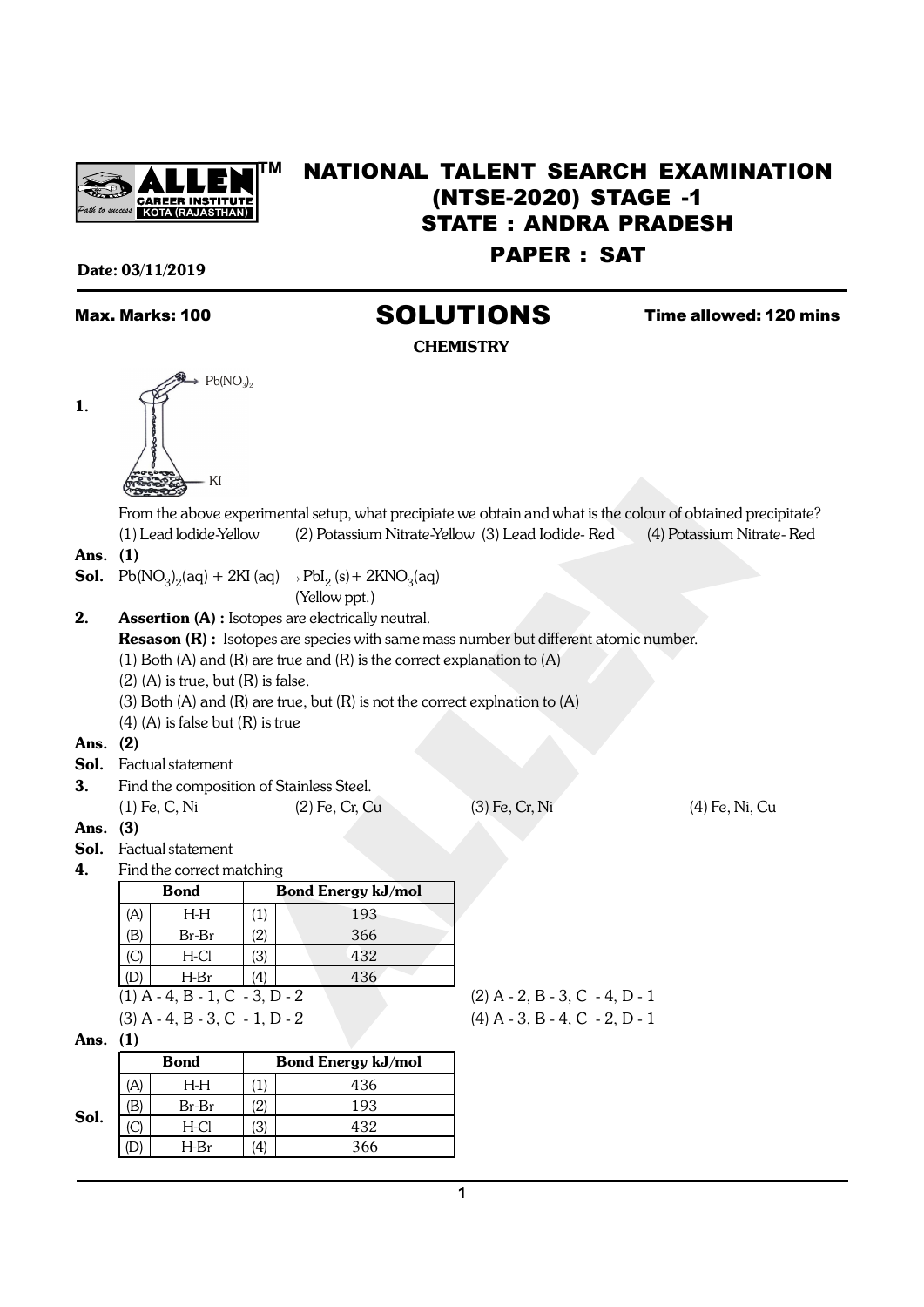# NATIONAL TALENT SEARCH EXAMINATION (NTSE-2020) STAGE -1
## STATE : ANDRA PRADESH
## PAPER : SAT

**Date: 03/11/2019**

**Max. Marks: 100** | **Time allowed: 120 mins**

# SOLUTIONS

### CHEMISTRY

**1.** $Pb(NO_3)_2$ → KI

From the above experimental setup, what precipiate we obtain and what is the colour of obtained precipitate?

(1) Lead Iodide-Yellow (2) Potassium Nitrate-Yellow (3) Lead Iodide- Red (4) Potassium Nitrate- Red

**Ans.** **(1)**

**Sol.** $Pb(NO_3)_2(aq) + 2KI\,(aq) \rightarrow PbI_2\,(s) + 2KNO_3(aq)$

(Yellow ppt.)

**2.** **Assertion (A) :** Isotopes are electrically neutral.

**Resason (R) :** Isotopes are species with same mass number but different atomic number.

(1) Both (A) and (R) are true and (R) is the correct explanation to (A)

(2) (A) is true, but (R) is false.

(3) Both (A) and (R) are true, but (R) is not the correct explnation to (A)

(4) (A) is false but (R) is true

**Ans.** **(2)**

**Sol.** Factual statement

**3.** Find the composition of Stainless Steel.

(1) Fe, C, Ni (2) Fe, Cr, Cu (3) Fe, Cr, Ni (4) Fe, Ni, Cu

**Ans.** **(3)**

**Sol.** Factual statement

**4.** Find the correct matching

| | Bond | | Bond Energy kJ/mol |
|---|---|---|---|
| (A) | H-H | (1) | 193 |
| (B) | Br-Br | (2) | 366 |
| (C) | H-Cl | (3) | 432 |
| (D) | H-Br | (4) | 436 |

(1) A - 4, B - 1, C - 3, D - 2 (2) A - 2, B - 3, C - 4, D - 1

(3) A - 4, B - 3, C - 1, D - 2 (4) A - 3, B - 4, C - 2, D - 1

**Ans.** **(1)**

**Sol.**

| | Bond | | Bond Energy kJ/mol |
|---|---|---|---|
| (A) | H-H | (1) | 436 |
| (B) | Br-Br | (2) | 193 |
| (C) | H-Cl | (3) | 432 |
| (D) | H-Br | (4) | 366 |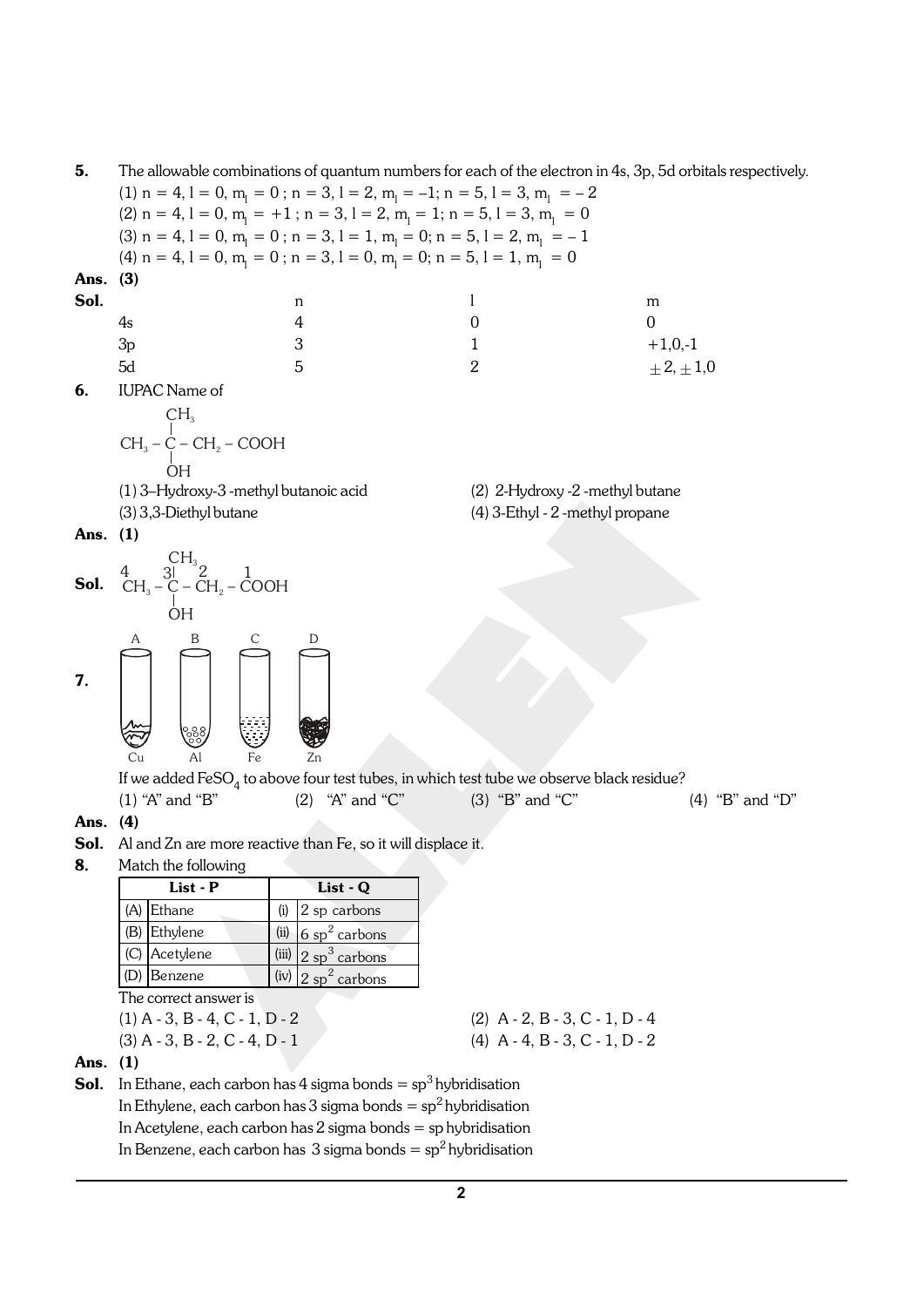**5.** The allowable combinations of quantum numbers for each of the electron in 4s, 3p, 5d orbitals respectively.

(1) $n = 4, l = 0, m_l = 0$ ; $n = 3, l = 2, m_l = -1$; $n = 5, l = 3, m_l = -2$

(2) $n = 4, l = 0, m_l = +1$ ; $n = 3, l = 2, m_l = 1$; $n = 5, l = 3, m_l = 0$

(3) $n = 4, l = 0, m_l = 0$ ; $n = 3, l = 1, m_l = 0$; $n = 5, l = 2, m_l = -1$

(4) $n = 4, l = 0, m_l = 0$ ; $n = 3, l = 0, m_l = 0$; $n = 5, l = 1, m_l = 0$

**Ans. (3)**

**Sol.**

| | n | l | m |
|---|---|---|---|
| 4s | 4 | 0 | 0 |
| 3p | 3 | 1 | +1,0,-1 |
| 5d | 5 | 2 | $\pm 2, \pm 1, 0$ |

**6.** IUPAC Name of

$$CH_3 - \underset{\underset{OH}{|}}{\overset{\overset{CH_3}{|}}{C}} - CH_2 - COOH$$

(1) 3–Hydroxy-3 -methyl butanoic acid

(2) 2-Hydroxy -2 -methyl butane

(3) 3,3-Diethyl butane

(4) 3-Ethyl - 2 -methyl propane

**Ans. (1)**

**Sol.**

$$\overset{4}{C}H_3 - \underset{\underset{OH}{|}}{\overset{\overset{CH_3}{3|}}{C}} - \overset{2}{C}H_2 - \overset{1}{C}OOH$$

**7.**

| A | B | C | D |
|---|---|---|---|
| Cu | Al | Fe | Zn |

If we added $FeSO_4$ to above four test tubes, in which test tube we observe black residue?

(1) "A" and "B"  (2) "A" and "C"  (3) "B" and "C"  (4) "B" and "D"

**Ans. (4)**

**Sol.** Al and Zn are more reactive than Fe, so it will displace it.

**8.** Match the following

| List - P | | List - Q | |
|---|---|---|---|
| (A) | Ethane | (i) | 2 sp carbons |
| (B) | Ethylene | (ii) | 6 $sp^2$ carbons |
| (C) | Acetylene | (iii) | 2 $sp^3$ carbons |
| (D) | Benzene | (iv) | 2 $sp^2$ carbons |

The correct answer is

(1) A - 3, B - 4, C - 1, D - 2

(2) A - 2, B - 3, C - 1, D - 4

(3) A - 3, B - 2, C - 4, D - 1

(4) A - 4, B - 3, C - 1, D - 2

**Ans. (1)**

**Sol.** In Ethane, each carbon has 4 sigma bonds = $sp^3$ hybridisation

In Ethylene, each carbon has 3 sigma bonds = $sp^2$ hybridisation

In Acetylene, each carbon has 2 sigma bonds = sp hybridisation

In Benzene, each carbon has 3 sigma bonds = $sp^2$ hybridisation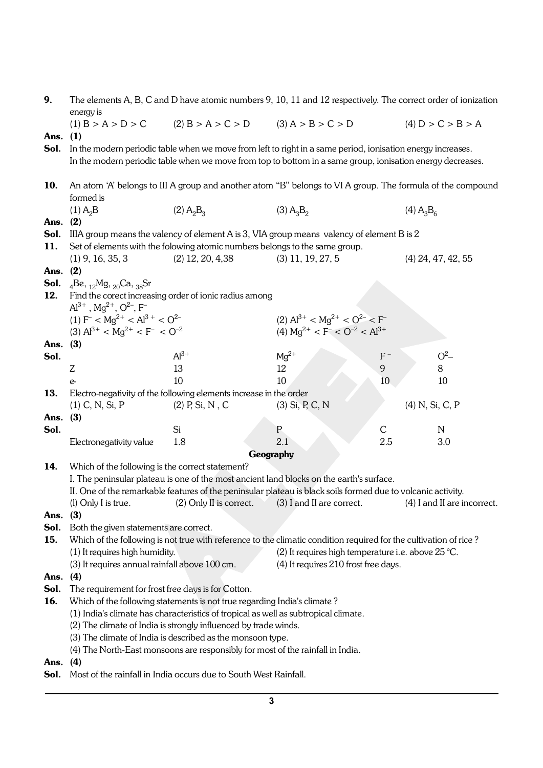**9.** The elements A, B, C and D have atomic numbers 9, 10, 11 and 12 respectively. The correct order of ionization energy is

(1) B > A > D > C (2) B > A > C > D (3) A > B > C > D (4) D > C > B > A

**Ans. (1)**

**Sol.** In the modern periodic table when we move from left to right in a same period, ionisation energy increases.
In the modern periodic table when we move from top to bottom in a same group, ionisation energy decreases.

**10.** An atom 'A' belongs to III A group and another atom "B" belongs to VI A group. The formula of the compound formed is

(1) $A_2B$ (2) $A_2B_3$ (3) $A_3B_2$ (4) $A_3B_6$

**Ans. (2)**

**Sol.** IIIA group means the valency of element A is 3, VIA group means valency of element B is 2

**11.** Set of elements with the folowing atomic numbers belongs to the same group.

(1) 9, 16, 35, 3 (2) 12, 20, 4,38 (3) 11, 19, 27, 5 (4) 24, 47, 42, 55

**Ans. (2)**

**Sol.** $_4Be$, $_{12}Mg$, $_{20}Ca$, $_{38}Sr$

**12.** Find the corect increasing order of ionic radius among
$Al^{3+}$, $Mg^{2+}$, $O^{2-}$, $F^-$

(1) $F^- < Mg^{2+} < Al^{3+} < O^{2-}$ (2) $Al^{3+} < Mg^{2+} < O^{2-} < F^-$

(3) $Al^{3+} < Mg^{2+} < F^- < O^{-2}$ (4) $Mg^{2+} < F^- < O^{-2} < Al^{3+}$

**Ans. (3)**

**Sol.**

| | $Al^{3+}$ | $Mg^{2+}$ | $F^-$ | $O^{2-}$ |
|---|---|---|---|---|
| Z | 13 | 12 | 9 | 8 |
| e- | 10 | 10 | 10 | 10 |

**13.** Electro-negativity of the following elements increase in the order

(1) C, N, Si, P (2) P, Si, N , C (3) Si, P, C, N (4) N, Si, C, P

**Ans. (3)**

**Sol.**

| | Si | P | C | N |
|---|---|---|---|---|
| Electronegativity value | 1.8 | 2.1 | 2.5 | 3.0 |

## Geography

**14.** Which of the following is the correct statement?

I. The peninsular plateau is one of the most ancient land blocks on the earth's surface.

II. One of the remarkable features of the peninsular plateau is black soils formed due to volcanic activity.

(l) Only I is true. (2) Only II is correct. (3) I and II are correct. (4) I and II are incorrect.

**Ans. (3)**

**Sol.** Both the given statements are correct.

**15.** Which of the following is not true with reference to the climatic condition required for the cultivation of rice ?

(1) It requires high humidity. (2) It requires high temperature i.e. above 25 °C.

(3) It requires annual rainfall above 100 cm. (4) It requires 210 frost free days.

**Ans. (4)**

**Sol.** The requirement for frost free days is for Cotton.

**16.** Which of the following statements is not true regarding India's climate ?

(1) India's climate has characteristics of tropical as well as subtropical climate.

(2) The climate of India is strongly influenced by trade winds.

(3) The climate of India is described as the monsoon type.

(4) The North-East monsoons are responsibly for most of the rainfall in India.

**Ans. (4)**

**Sol.** Most of the rainfall in India occurs due to South West Rainfall.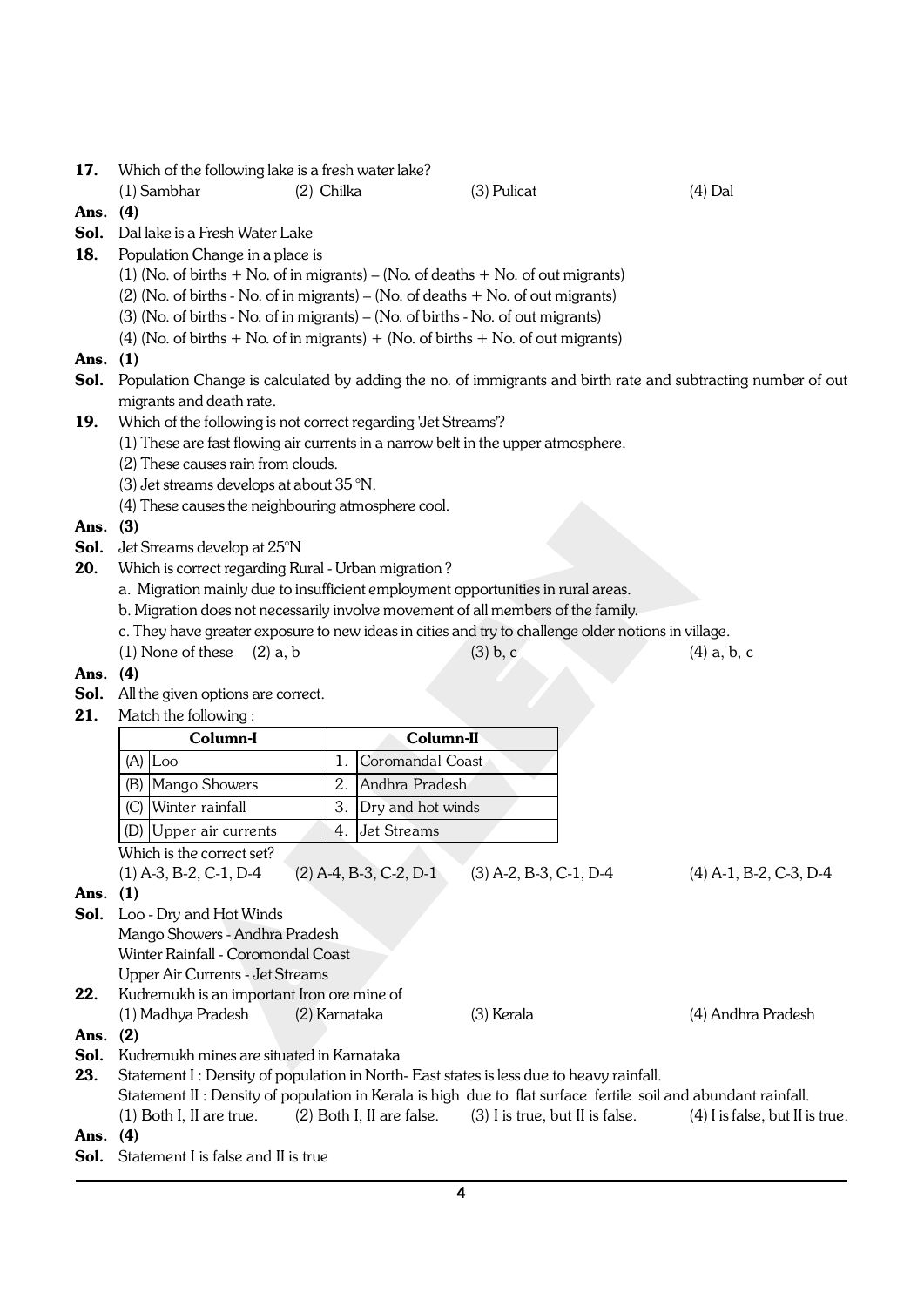**17.** Which of the following lake is a fresh water lake?

(1) Sambhar (2) Chilka (3) Pulicat (4) Dal

**Ans. (4)**

**Sol.** Dal lake is a Fresh Water Lake

**18.** Population Change in a place is

(1) (No. of births + No. of in migrants) – (No. of deaths + No. of out migrants)

(2) (No. of births - No. of in migrants) – (No. of deaths + No. of out migrants)

(3) (No. of births - No. of in migrants) – (No. of births - No. of out migrants)

(4) (No. of births + No. of in migrants) + (No. of births + No. of out migrants)

**Ans. (1)**

**Sol.** Population Change is calculated by adding the no. of immigrants and birth rate and subtracting number of out migrants and death rate.

**19.** Which of the following is not correct regarding 'Jet Streams'?

(1) These are fast flowing air currents in a narrow belt in the upper atmosphere.

(2) These causes rain from clouds.

(3) Jet streams develops at about 35 °N.

(4) These causes the neighbouring atmosphere cool.

**Ans. (3)**

**Sol.** Jet Streams develop at 25°N

**20.** Which is correct regarding Rural - Urban migration ?

a. Migration mainly due to insufficient employment opportunities in rural areas.

b. Migration does not necessarily involve movement of all members of the family.

c. They have greater exposure to new ideas in cities and try to challenge older notions in village.

(1) None of these (2) a, b (3) b, c (4) a, b, c

**Ans. (4)**

**Sol.** All the given options are correct.

**21.** Match the following :

| Column-I | Column-II |
|---|---|
| (A) Loo | 1. Coromandal Coast |
| (B) Mango Showers | 2. Andhra Pradesh |
| (C) Winter rainfall | 3. Dry and hot winds |
| (D) Upper air currents | 4. Jet Streams |

Which is the correct set?

(1) A-3, B-2, C-1, D-4 (2) A-4, B-3, C-2, D-1 (3) A-2, B-3, C-1, D-4 (4) A-1, B-2, C-3, D-4

**Ans. (1)**

**Sol.** Loo - Dry and Hot Winds

Mango Showers - Andhra Pradesh

Winter Rainfall - Coromondal Coast

Upper Air Currents - Jet Streams

**22.** Kudremukh is an important Iron ore mine of

(1) Madhya Pradesh (2) Karnataka (3) Kerala (4) Andhra Pradesh

**Ans. (2)**

**Sol.** Kudremukh mines are situated in Karnataka

**23.** Statement I : Density of population in North- East states is less due to heavy rainfall.

Statement II : Density of population in Kerala is high due to flat surface fertile soil and abundant rainfall.

(1) Both I, II are true. (2) Both I, II are false. (3) I is true, but II is false. (4) I is false, but II is true.

**Ans. (4)**

**Sol.** Statement I is false and II is true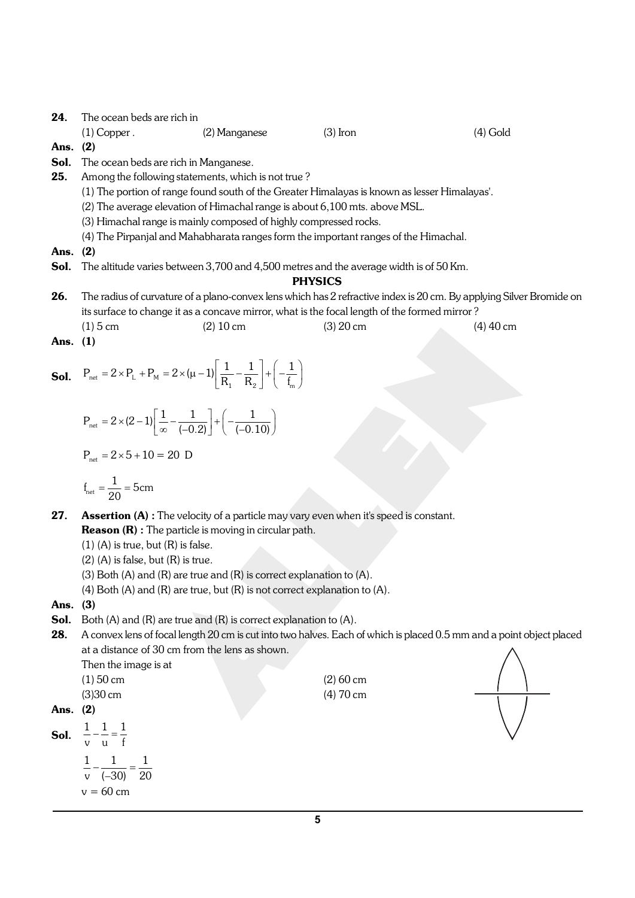**24.** The ocean beds are rich in

(1) Copper . (2) Manganese (3) Iron (4) Gold

**Ans. (2)**

**Sol.** The ocean beds are rich in Manganese.

**25.** Among the following statements, which is not true ?

(1) The portion of range found south of the Greater Himalayas is known as lesser Himalayas'.

(2) The average elevation of Himachal range is about 6,100 mts. above MSL.

(3) Himachal range is mainly composed of highly compressed rocks.

(4) The Pirpanjal and Mahabharata ranges form the important ranges of the Himachal.

**Ans. (2)**

**Sol.** The altitude varies between 3,700 and 4,500 metres and the average width is of 50 Km.

## PHYSICS

**26.** The radius of curvature of a plano-convex lens which has 2 refractive index is 20 cm. By applying Silver Bromide on its surface to change it as a concave mirror, what is the focal length of the formed mirror ?

(1) 5 cm (2) 10 cm (3) 20 cm (4) 40 cm

**Ans. (1)**

**Sol.** $P_{net} = 2 \times P_L + P_M = 2 \times (\mu - 1)\left[\frac{1}{R_1} - \frac{1}{R_2}\right] + \left(-\frac{1}{f_m}\right)$

$P_{net} = 2 \times (2-1)\left[\frac{1}{\infty} - \frac{1}{(-0.2)}\right] + \left(-\frac{1}{(-0.10)}\right)$

$P_{net} = 2 \times 5 + 10 = 20 \text{ D}$

$f_{net} = \frac{1}{20} = 5\text{cm}$

**27.** **Assertion (A) :** The velocity of a particle may vary even when it's speed is constant.

**Reason (R) :** The particle is moving in circular path.

(1) (A) is true, but (R) is false.

(2) (A) is false, but (R) is true.

(3) Both (A) and (R) are true and (R) is correct explanation to (A).

(4) Both (A) and (R) are true, but (R) is not correct explanation to (A).

**Ans. (3)**

**Sol.** Both (A) and (R) are true and (R) is correct explanation to (A).

**28.** A convex lens of focal length 20 cm is cut into two halves. Each of which is placed 0.5 mm and a point object placed at a distance of 30 cm from the lens as shown.

Then the image is at

(1) 50 cm (2) 60 cm

(3) 30 cm (4) 70 cm

**Ans. (2)**

**Sol.** $\frac{1}{v} - \frac{1}{u} = \frac{1}{f}$

$\frac{1}{v} - \frac{1}{(-30)} = \frac{1}{20}$

$v = 60 \text{ cm}$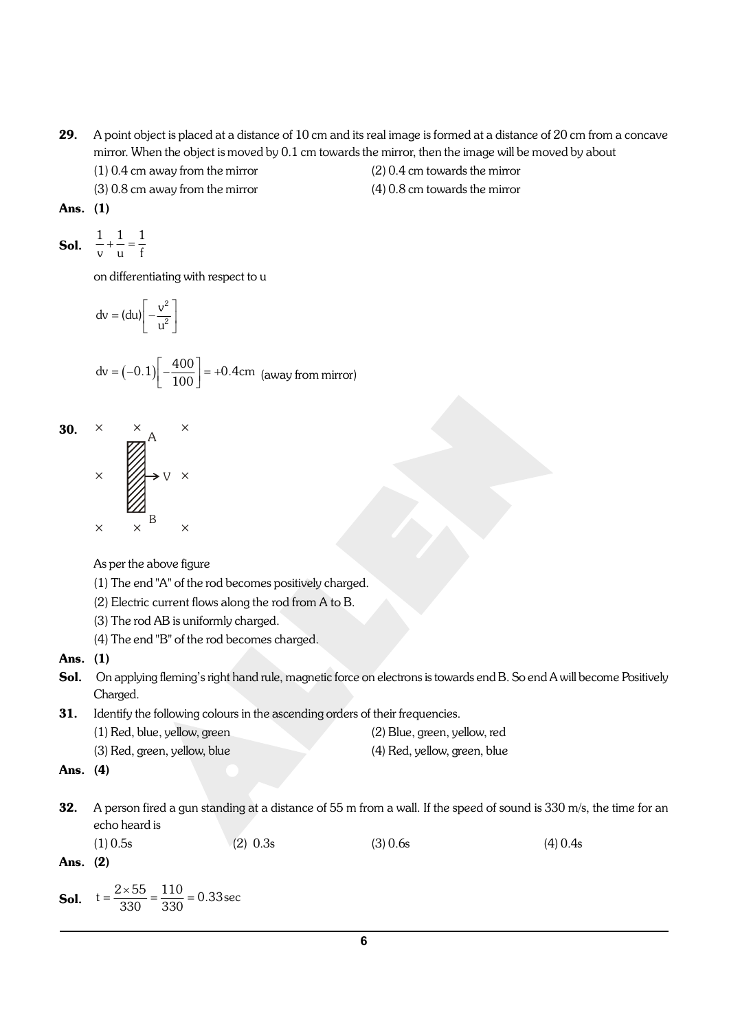**29.** A point object is placed at a distance of 10 cm and its real image is formed at a distance of 20 cm from a concave mirror. When the object is moved by 0.1 cm towards the mirror, then the image will be moved by about

(1) 0.4 cm away from the mirror
(2) 0.4 cm towards the mirror
(3) 0.8 cm away from the mirror
(4) 0.8 cm towards the mirror

**Ans. (1)**

**Sol.** $\frac{1}{v}+\frac{1}{u}=\frac{1}{f}$

on differentiating with respect to u

$$dv = (du)\left[-\frac{v^2}{u^2}\right]$$

$$dv = (-0.1)\left[-\frac{400}{100}\right] = +0.4\text{cm} \text{ (away from mirror)}$$

**30.**

```
×    ×  A     ×
     ┌─┐
×    │/│→ V   ×
     └─┘
×    ×  B     ×
```

As per the above figure

(1) The end "A" of the rod becomes positively charged.
(2) Electric current flows along the rod from A to B.
(3) The rod AB is uniformly charged.
(4) The end "B" of the rod becomes charged.

**Ans. (1)**

**Sol.** On applying fleming's right hand rule, magnetic force on electrons is towards end B. So end A will become Positively Charged.

**31.** Identify the following colours in the ascending orders of their frequencies.

(1) Red, blue, yellow, green
(2) Blue, green, yellow, red
(3) Red, green, yellow, blue
(4) Red, yellow, green, blue

**Ans. (4)**

**32.** A person fired a gun standing at a distance of 55 m from a wall. If the speed of sound is 330 m/s, the time for an echo heard is

(1) 0.5s (2) 0.3s (3) 0.6s (4) 0.4s

**Ans. (2)**

**Sol.** $t = \frac{2\times 55}{330} = \frac{110}{330} = 0.33\text{sec}$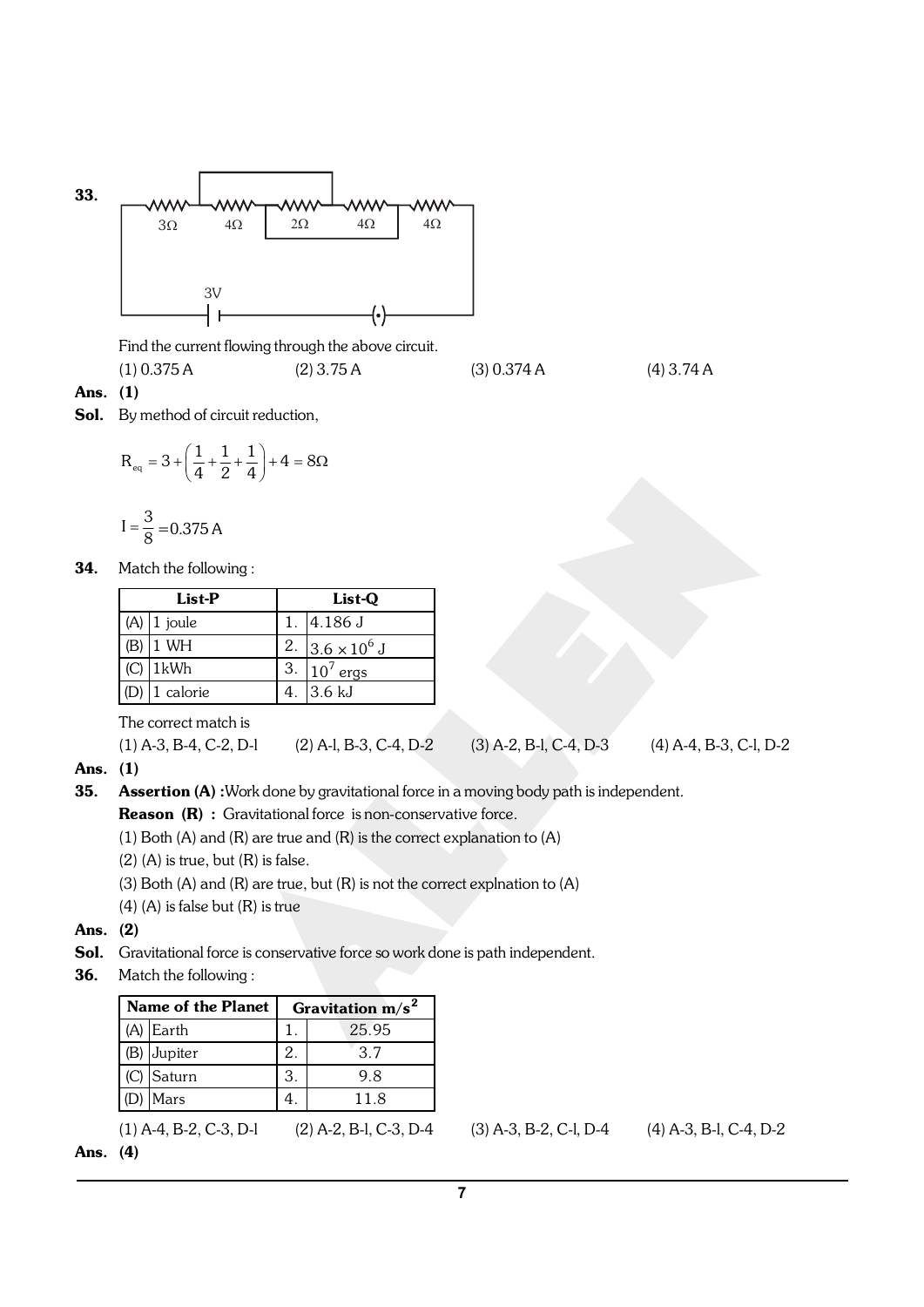**33.**

3Ω 4Ω 2Ω 4Ω 4Ω

3V

Find the current flowing through the above circuit.

(1) 0.375 A (2) 3.75 A (3) 0.374 A (4) 3.74 A

**Ans. (1)**

**Sol.** By method of circuit reduction,

$$R_{eq} = 3 + \left(\frac{1}{4} + \frac{1}{2} + \frac{1}{4}\right) + 4 = 8\Omega$$

$$I = \frac{3}{8} = 0.375\,\text{A}$$

**34.** Match the following :

| List-P | | List-Q | |
|---|---|---|---|
| (A) | 1 joule | 1. | 4.186 J |
| (B) | 1 WH | 2. | $3.6 \times 10^6$ J |
| (C) | 1kWh | 3. | $10^7$ ergs |
| (D) | 1 calorie | 4. | 3.6 kJ |

The correct match is

(1) A-3, B-4, C-2, D-l (2) A-l, B-3, C-4, D-2 (3) A-2, B-l, C-4, D-3 (4) A-4, B-3, C-l, D-2

**Ans. (1)**

**35.** **Assertion (A) :** Work done by gravitational force in a moving body path is independent.

**Reason (R) :** Gravitational force is non-conservative force.

(1) Both (A) and (R) are true and (R) is the correct explanation to (A)

(2) (A) is true, but (R) is false.

(3) Both (A) and (R) are true, but (R) is not the correct explnation to (A)

(4) (A) is false but (R) is true

**Ans. (2)**

**Sol.** Gravitational force is conservative force so work done is path independent.

**36.** Match the following :

| Name of the Planet | | Gravitation $m/s^2$ | |
|---|---|---|---|
| (A) | Earth | 1. | 25.95 |
| (B) | Jupiter | 2. | 3.7 |
| (C) | Saturn | 3. | 9.8 |
| (D) | Mars | 4. | 11.8 |

(1) A-4, B-2, C-3, D-l (2) A-2, B-l, C-3, D-4 (3) A-3, B-2, C-l, D-4 (4) A-3, B-l, C-4, D-2

**Ans. (4)**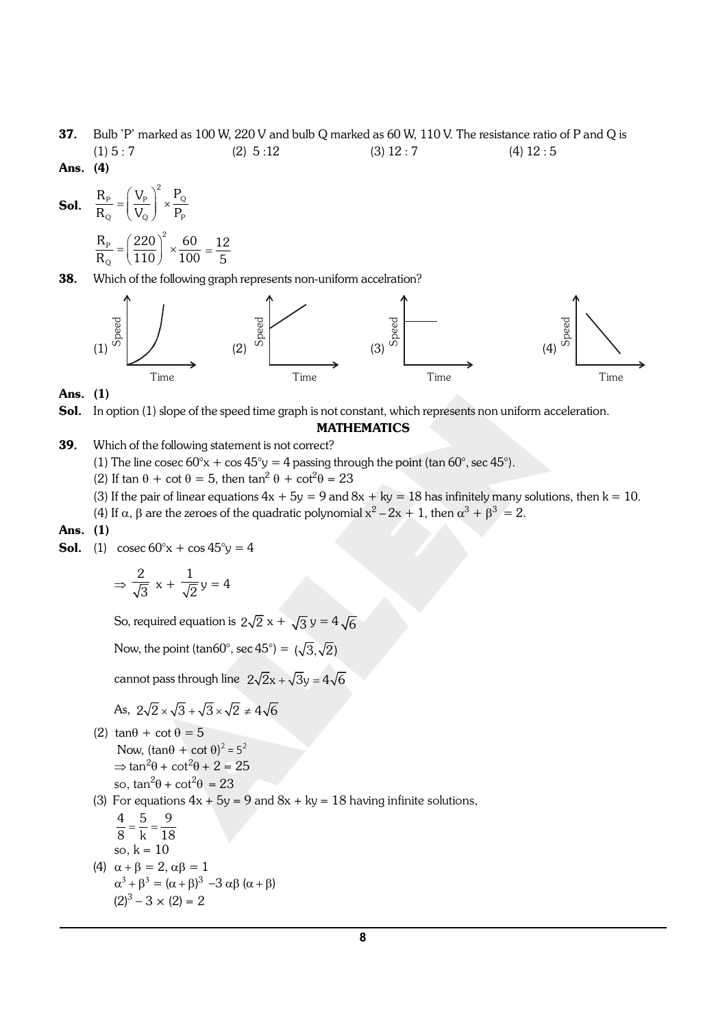**37.** Bulb 'P' marked as 100 W, 220 V and bulb Q marked as 60 W, 110 V. The resistance ratio of P and Q is

(1) 5 : 7 (2) 5 :12 (3) 12 : 7 (4) 12 : 5

**Ans. (4)**

**Sol.** $\frac{R_P}{R_Q} = \left(\frac{V_P}{V_Q}\right)^2 \times \frac{P_Q}{P_P}$

$\frac{R_P}{R_Q} = \left(\frac{220}{110}\right)^2 \times \frac{60}{100} = \frac{12}{5}$

**38.** Which of the following graph represents non-uniform accelration?

(1) Speed vs Time graph: curve increasing with increasing slope

(2) Speed vs Time graph: straight line with positive slope starting above origin

(3) Speed vs Time graph: horizontal line

(4) Speed vs Time graph: straight line with negative slope

**Ans. (1)**

**Sol.** In option (1) slope of the speed time graph is not constant, which represents non uniform acceleration.

## MATHEMATICS

**39.** Which of the following statement is not correct?

(1) The line cosec 60°x + cos 45°y = 4 passing through the point (tan 60°, sec 45°).

(2) If tan θ + cot θ = 5, then $\tan^2\theta + \cot^2\theta = 23$

(3) If the pair of linear equations 4x + 5y = 9 and 8x + ky = 18 has infinitely many solutions, then k = 10.

(4) If α, β are the zeroes of the quadratic polynomial $x^2 - 2x + 1$, then $\alpha^3 + \beta^3 = 2$.

**Ans. (1)**

**Sol.** (1) cosec 60°x + cos 45°y = 4

$\Rightarrow \frac{2}{\sqrt{3}}x + \frac{1}{\sqrt{2}}y = 4$

So, required equation is $2\sqrt{2}\,x + \sqrt{3}\,y = 4\sqrt{6}$

Now, the point (tan60°, sec 45°) = $(\sqrt{3}, \sqrt{2})$

cannot pass through line $2\sqrt{2}x + \sqrt{3}y = 4\sqrt{6}$

As, $2\sqrt{2} \times \sqrt{3} + \sqrt{3} \times \sqrt{2} \neq 4\sqrt{6}$

(2) tanθ + cot θ = 5

Now, $(\tan\theta + \cot\theta)^2 = 5^2$

$\Rightarrow \tan^2\theta + \cot^2\theta + 2 = 25$

so, $\tan^2\theta + \cot^2\theta = 23$

(3) For equations 4x + 5y = 9 and 8x + ky = 18 having infinite solutions,

$\frac{4}{8} = \frac{5}{k} = \frac{9}{18}$

so, k = 10

(4) $\alpha + \beta = 2, \alpha\beta = 1$

$\alpha^3 + \beta^3 = (\alpha + \beta)^3 - 3\alpha\beta(\alpha + \beta)$

$(2)^3 - 3 \times (2) = 2$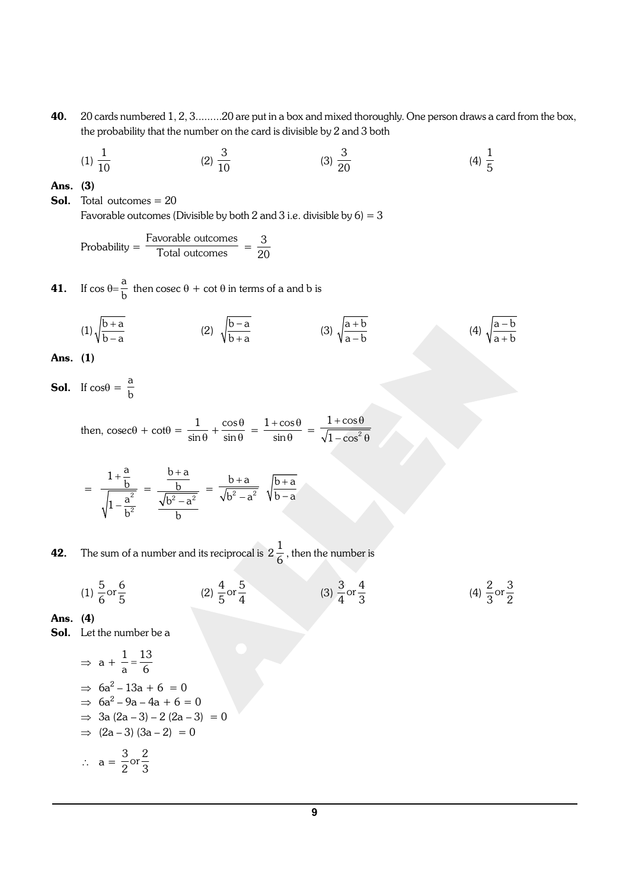**40.** 20 cards numbered 1, 2, 3.........20 are put in a box and mixed thoroughly. One person draws a card from the box, the probability that the number on the card is divisible by 2 and 3 both

(1) $\frac{1}{10}$ (2) $\frac{3}{10}$ (3) $\frac{3}{20}$ (4) $\frac{1}{5}$

**Ans. (3)**

**Sol.** Total outcomes = 20

Favorable outcomes (Divisible by both 2 and 3 i.e. divisible by 6) = 3

$$\text{Probability} = \frac{\text{Favorable outcomes}}{\text{Total outcomes}} = \frac{3}{20}$$

**41.** If $\cos\theta = \frac{a}{b}$ then cosec $\theta$ + cot $\theta$ in terms of a and b is

(1) $\sqrt{\frac{b+a}{b-a}}$ (2) $\sqrt{\frac{b-a}{b+a}}$ (3) $\sqrt{\frac{a+b}{a-b}}$ (4) $\sqrt{\frac{a-b}{a+b}}$

**Ans. (1)**

**Sol.** If $\cos\theta = \frac{a}{b}$

then, $\operatorname{cosec}\theta + \cot\theta = \frac{1}{\sin\theta} + \frac{\cos\theta}{\sin\theta} = \frac{1+\cos\theta}{\sin\theta} = \frac{1+\cos\theta}{\sqrt{1-\cos^2\theta}}$

$$= \frac{1+\frac{a}{b}}{\sqrt{1-\frac{a^2}{b^2}}} = \frac{\frac{b+a}{b}}{\frac{\sqrt{b^2-a^2}}{b}} = \frac{b+a}{\sqrt{b^2-a^2}} \quad \sqrt{\frac{b+a}{b-a}}$$

**42.** The sum of a number and its reciprocal is $2\frac{1}{6}$, then the number is

(1) $\frac{5}{6}$ or $\frac{6}{5}$ (2) $\frac{4}{5}$ or $\frac{5}{4}$ (3) $\frac{3}{4}$ or $\frac{4}{3}$ (4) $\frac{2}{3}$ or $\frac{3}{2}$

**Ans. (4)**

**Sol.** Let the number be a

$\Rightarrow a + \frac{1}{a} = \frac{13}{6}$

$\Rightarrow 6a^2 - 13a + 6 = 0$

$\Rightarrow 6a^2 - 9a - 4a + 6 = 0$

$\Rightarrow 3a(2a-3) - 2(2a-3) = 0$

$\Rightarrow (2a-3)(3a-2) = 0$

$\therefore a = \frac{3}{2}$ or $\frac{2}{3}$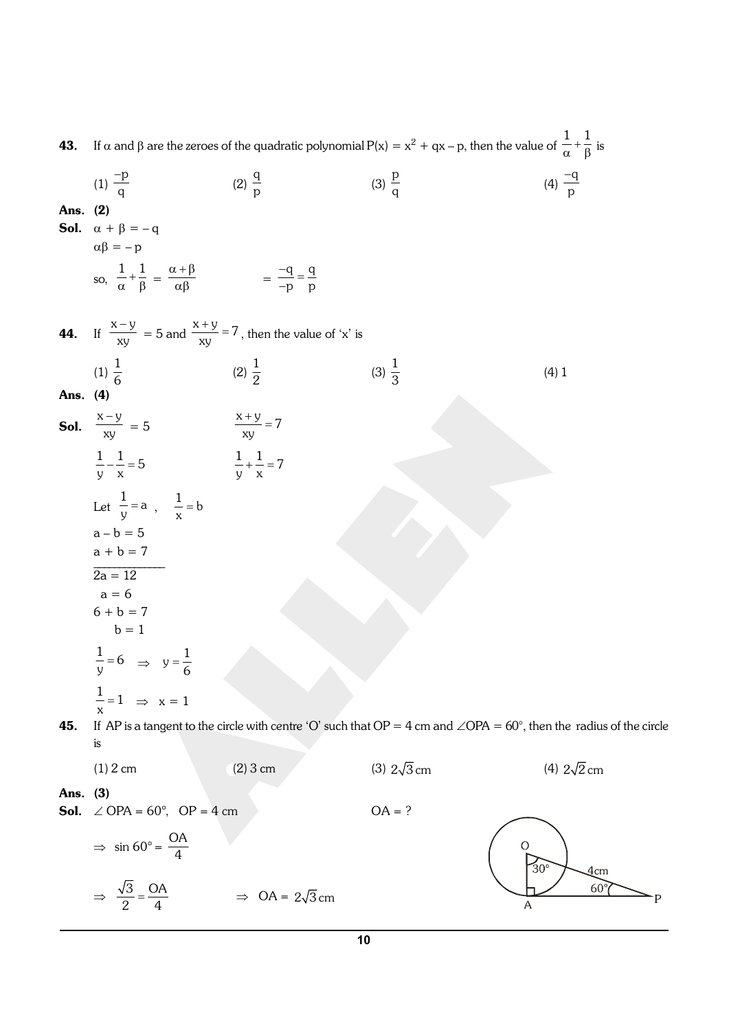**43.** If $\alpha$ and $\beta$ are the zeroes of the quadratic polynomial $P(x) = x^2 + qx - p$, then the value of $\frac{1}{\alpha}+\frac{1}{\beta}$ is

(1) $\frac{-p}{q}$ (2) $\frac{q}{p}$ (3) $\frac{p}{q}$ (4) $\frac{-q}{p}$

**Ans.** **(2)**

**Sol.** $\alpha + \beta = -q$

$\alpha\beta = -p$

so, $\frac{1}{\alpha}+\frac{1}{\beta} = \frac{\alpha+\beta}{\alpha\beta} = \frac{-q}{-p} = \frac{q}{p}$

**44.** If $\frac{x-y}{xy} = 5$ and $\frac{x+y}{xy} = 7$, then the value of 'x' is

(1) $\frac{1}{6}$ (2) $\frac{1}{2}$ (3) $\frac{1}{3}$ (4) 1

**Ans.** **(4)**

**Sol.** $\frac{x-y}{xy} = 5$ $\qquad$ $\frac{x+y}{xy} = 7$

$\frac{1}{y}-\frac{1}{x} = 5$ $\qquad$ $\frac{1}{y}+\frac{1}{x} = 7$

Let $\frac{1}{y} = a$ , $\frac{1}{x} = b$

$a - b = 5$

$a + b = 7$

$2a = 12$

$a = 6$

$6 + b = 7$

$b = 1$

$\frac{1}{y} = 6 \Rightarrow y = \frac{1}{6}$

$\frac{1}{x} = 1 \Rightarrow x = 1$

**45.** If AP is a tangent to the circle with centre 'O' such that OP = 4 cm and $\angle OPA = 60°$, then the radius of the circle is

(1) 2 cm (2) 3 cm (3) $2\sqrt{3}$ cm (4) $2\sqrt{2}$ cm

**Ans.** **(3)**

**Sol.** $\angle OPA = 60°$, OP = 4 cm $\qquad$ OA = ?

$\Rightarrow \sin 60° = \frac{OA}{4}$

$\Rightarrow \frac{\sqrt{3}}{2} = \frac{OA}{4}$ $\qquad \Rightarrow$ OA = $2\sqrt{3}$ cm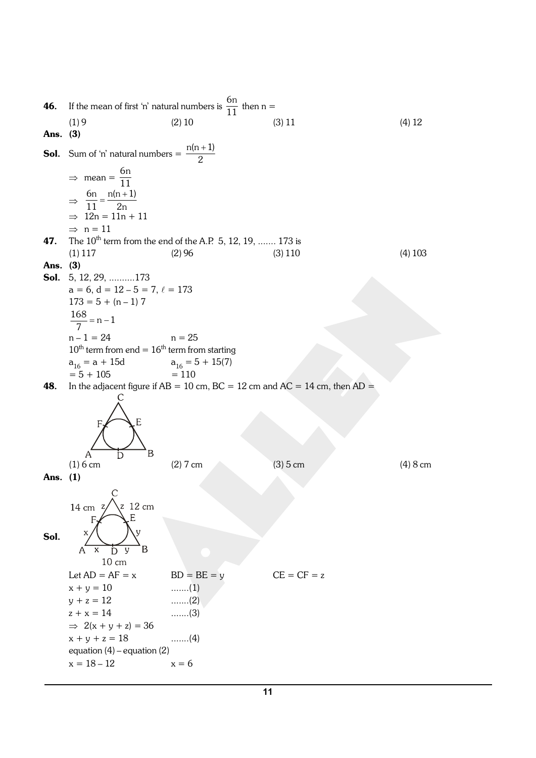**46.** If the mean of first 'n' natural numbers is $\frac{6n}{11}$ then n =

(1) 9 (2) 10 (3) 11 (4) 12

**Ans. (3)**

**Sol.** Sum of 'n' natural numbers = $\frac{n(n+1)}{2}$

$\Rightarrow$ mean = $\frac{6n}{11}$

$\Rightarrow \frac{6n}{11} = \frac{n(n+1)}{2n}$

$\Rightarrow 12n = 11n + 11$

$\Rightarrow n = 11$

**47.** The $10^{th}$ term from the end of the A.P. 5, 12, 19, ....... 173 is

(1) 117 (2) 96 (3) 110 (4) 103

**Ans. (3)**

**Sol.** 5, 12, 29, ..........173

$a = 6$, $d = 12 - 5 = 7$, $\ell = 173$

$173 = 5 + (n - 1) 7$

$\frac{168}{7} = n - 1$

$n - 1 = 24$ $\quad$ $n = 25$

$10^{th}$ term from end = $16^{th}$ term from starting

$a_{16} = a + 15d$ $\quad$ $a_{16} = 5 + 15(7)$

$= 5 + 105$ $\quad$ $= 110$

**48.** In the adjacent figure if AB = 10 cm, BC = 12 cm and AC = 14 cm, then AD =

(1) 6 cm (2) 7 cm (3) 5 cm (4) 8 cm

**Ans. (1)**

**Sol.**

Let AD = AF = x $\quad$ BD = BE = y $\quad$ CE = CF = z

$x + y = 10$ .......(1)

$y + z = 12$ .......(2)

$z + x = 14$ .......(3)

$\Rightarrow 2(x + y + z) = 36$

$x + y + z = 18$ .......(4)

equation (4) – equation (2)

$x = 18 - 12$ $\quad$ $x = 6$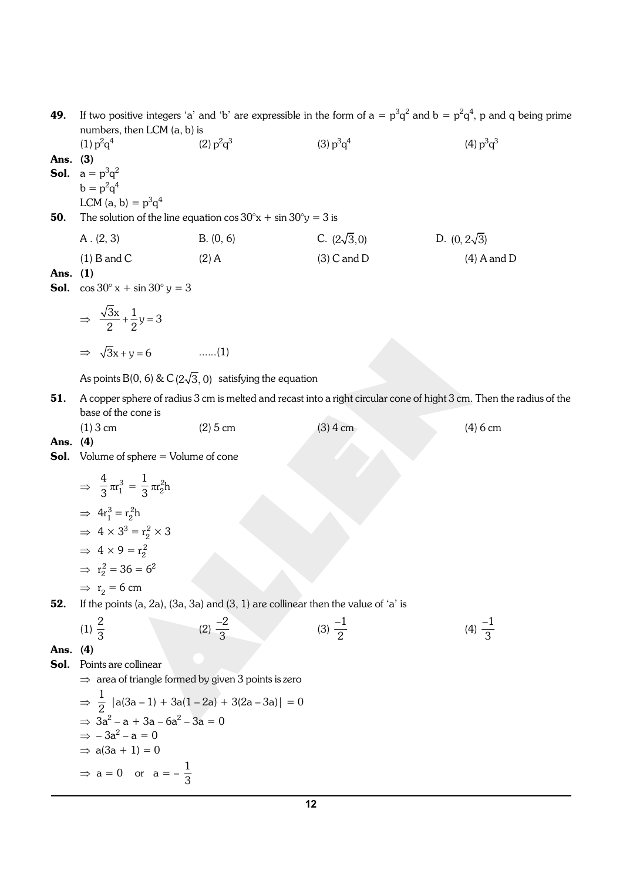**49.** If two positive integers 'a' and 'b' are expressible in the form of $a = p^3q^2$ and $b = p^2q^4$, p and q being prime numbers, then LCM (a, b) is

(1) $p^2q^4$  (2) $p^2q^3$  (3) $p^3q^4$  (4) $p^3q^3$

**Ans. (3)**

**Sol.** $a = p^3q^2$

$b = p^2q^4$

LCM $(a, b) = p^3q^4$

**50.** The solution of the line equation $\cos 30°x + \sin 30°y = 3$ is

A. (2, 3)  B. (0, 6)  C. $(2\sqrt{3}, 0)$  D. $(0, 2\sqrt{3})$

(1) B and C  (2) A  (3) C and D  (4) A and D

**Ans. (1)**

**Sol.** $\cos 30° x + \sin 30° y = 3$

$$\Rightarrow \frac{\sqrt{3}x}{2} + \frac{1}{2}y = 3$$

$$\Rightarrow \sqrt{3}x + y = 6 \quad ......(1)$$

As points B(0, 6) & C $(2\sqrt{3}, 0)$ satisfying the equation

**51.** A copper sphere of radius 3 cm is melted and recast into a right circular cone of hight 3 cm. Then the radius of the base of the cone is

(1) 3 cm  (2) 5 cm  (3) 4 cm  (4) 6 cm

**Ans. (4)**

**Sol.** Volume of sphere = Volume of cone

$$\Rightarrow \frac{4}{3}\pi r_1^3 = \frac{1}{3}\pi r_2^2 h$$

$$\Rightarrow 4r_1^3 = r_2^2 h$$

$$\Rightarrow 4 \times 3^3 = r_2^2 \times 3$$

$$\Rightarrow 4 \times 9 = r_2^2$$

$$\Rightarrow r_2^2 = 36 = 6^2$$

$$\Rightarrow r_2 = 6 \text{ cm}$$

**52.** If the points (a, 2a), (3a, 3a) and (3, 1) are collinear then the value of 'a' is

(1) $\frac{2}{3}$  (2) $\frac{-2}{3}$  (3) $\frac{-1}{2}$  (4) $\frac{-1}{3}$

**Ans. (4)**

**Sol.** Points are collinear

$\Rightarrow$ area of triangle formed by given 3 points is zero

$$\Rightarrow \frac{1}{2}\left|a(3a-1) + 3a(1-2a) + 3(2a-3a)\right| = 0$$

$$\Rightarrow 3a^2 - a + 3a - 6a^2 - 3a = 0$$

$$\Rightarrow -3a^2 - a = 0$$

$$\Rightarrow a(3a + 1) = 0$$

$$\Rightarrow a = 0 \quad \text{or} \quad a = -\frac{1}{3}$$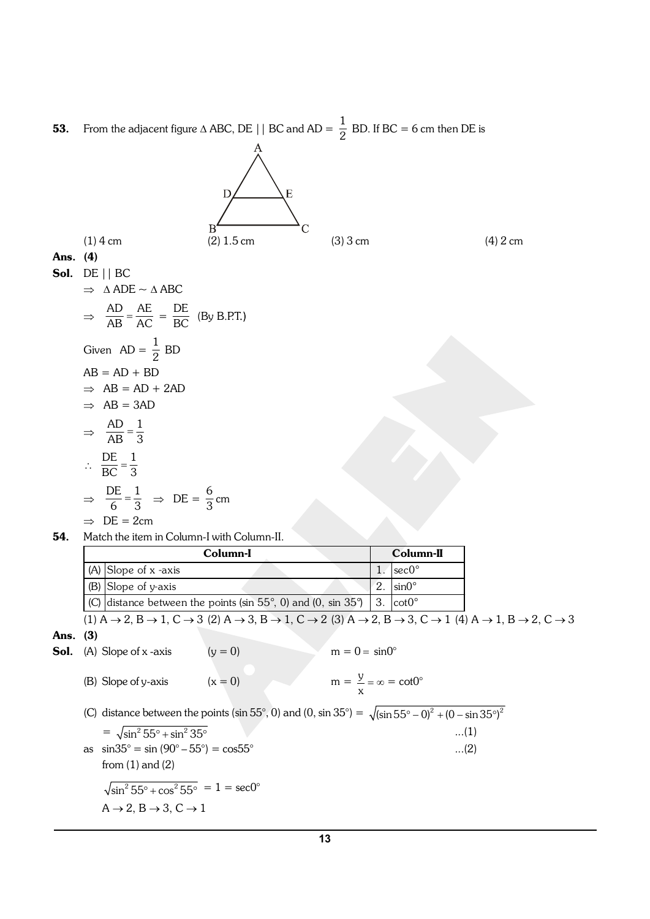**53.** From the adjacent figure $\Delta$ ABC, DE || BC and AD = $\frac{1}{2}$ BD. If BC = 6 cm then DE is

(1) 4 cm (2) 1.5 cm (3) 3 cm (4) 2 cm

**Ans. (4)**

**Sol.** DE || BC

$\Rightarrow \Delta ADE \sim \Delta ABC$

$\Rightarrow \frac{AD}{AB} = \frac{AE}{AC} = \frac{DE}{BC}$ (By B.P.T.)

Given $AD = \frac{1}{2}BD$

$AB = AD + BD$

$\Rightarrow AB = AD + 2AD$

$\Rightarrow AB = 3AD$

$\Rightarrow \frac{AD}{AB} = \frac{1}{3}$

$\therefore \frac{DE}{BC} = \frac{1}{3}$

$\Rightarrow \frac{DE}{6} = \frac{1}{3} \Rightarrow DE = \frac{6}{3}$ cm

$\Rightarrow DE = 2$cm

**54.** Match the item in Column-I with Column-II.

| | Column-I | | Column-II |
|---|---|---|---|
| (A) | Slope of x -axis | 1. | $\sec 0^\circ$ |
| (B) | Slope of y-axis | 2. | $\sin 0^\circ$ |
| (C) | distance between the points ($\sin 55^\circ$, 0) and (0, $\sin 35^\circ$) | 3. | $\cot 0^\circ$ |

(1) A $\rightarrow$ 2, B $\rightarrow$ 1, C $\rightarrow$ 3 (2) A $\rightarrow$ 3, B $\rightarrow$ 1, C $\rightarrow$ 2 (3) A $\rightarrow$ 2, B $\rightarrow$ 3, C $\rightarrow$ 1 (4) A $\rightarrow$ 1, B $\rightarrow$ 2, C $\rightarrow$ 3

**Ans. (3)**

**Sol.** (A) Slope of x -axis $(y = 0)$ $m = 0 = \sin 0^\circ$

(B) Slope of y-axis $(x = 0)$ $m = \frac{y}{x} = \infty = \cot 0^\circ$

(C) distance between the points ($\sin 55^\circ$, 0) and (0, $\sin 35^\circ$) = $\sqrt{(\sin 55^\circ - 0)^2 + (0 - \sin 35^\circ)^2}$

$= \sqrt{\sin^2 55^\circ + \sin^2 35^\circ}$ ...(1)

as $\sin 35^\circ = \sin(90^\circ - 55^\circ) = \cos 55^\circ$ ...(2)

from (1) and (2)

$\sqrt{\sin^2 55^\circ + \cos^2 55^\circ} = 1 = \sec 0^\circ$

A $\rightarrow$ 2, B $\rightarrow$ 3, C $\rightarrow$ 1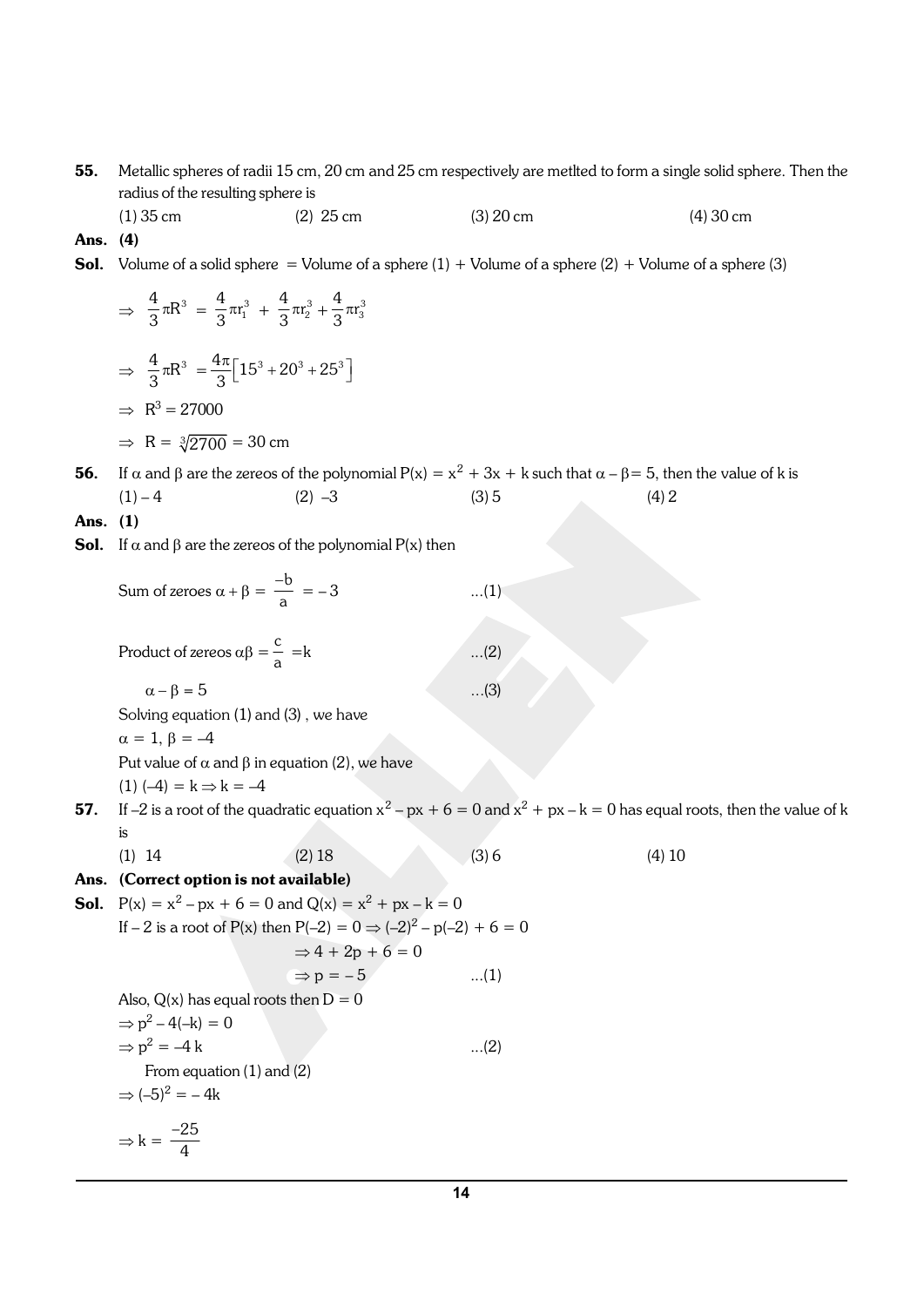**55.** Metallic spheres of radii 15 cm, 20 cm and 25 cm respectively are metlted to form a single solid sphere. Then the radius of the resulting sphere is

(1) 35 cm (2) 25 cm (3) 20 cm (4) 30 cm

**Ans. (4)**

**Sol.** Volume of a solid sphere = Volume of a sphere (1) + Volume of a sphere (2) + Volume of a sphere (3)

$$\Rightarrow \frac{4}{3}\pi R^3 = \frac{4}{3}\pi r_1^3 + \frac{4}{3}\pi r_2^3 + \frac{4}{3}\pi r_3^3$$

$$\Rightarrow \frac{4}{3}\pi R^3 = \frac{4\pi}{3}\left[15^3 + 20^3 + 25^3\right]$$

$$\Rightarrow R^3 = 27000$$

$$\Rightarrow R = \sqrt[3]{2700} = 30 \text{ cm}$$

**56.** If $\alpha$ and $\beta$ are the zereos of the polynomial $P(x) = x^2 + 3x + k$ such that $\alpha - \beta = 5$, then the value of k is

(1) – 4 (2) –3 (3) 5 (4) 2

**Ans. (1)**

**Sol.** If $\alpha$ and $\beta$ are the zereos of the polynomial P(x) then

Sum of zeroes $\alpha + \beta = \dfrac{-b}{a} = -3$ ...(1)

Product of zereos $\alpha\beta = \dfrac{c}{a} = k$ ...(2)

$\alpha - \beta = 5$ ...(3)

Solving equation (1) and (3) , we have

$\alpha = 1, \beta = -4$

Put value of $\alpha$ and $\beta$ in equation (2), we have

$(1)(-4) = k \Rightarrow k = -4$

**57.** If –2 is a root of the quadratic equation $x^2 - px + 6 = 0$ and $x^2 + px - k = 0$ has equal roots, then the value of k is

(1) 14 (2) 18 (3) 6 (4) 10

**Ans. (Correct option is not available)**

**Sol.** $P(x) = x^2 - px + 6 = 0$ and $Q(x) = x^2 + px - k = 0$

If – 2 is a root of P(x) then $P(-2) = 0 \Rightarrow (-2)^2 - p(-2) + 6 = 0$

$\Rightarrow 4 + 2p + 6 = 0$

$\Rightarrow p = -5$ ...(1)

Also, Q(x) has equal roots then D = 0

$\Rightarrow p^2 - 4(-k) = 0$

$\Rightarrow p^2 = -4k$ ...(2)

From equation (1) and (2)

$\Rightarrow (-5)^2 = -4k$

$\Rightarrow k = \dfrac{-25}{4}$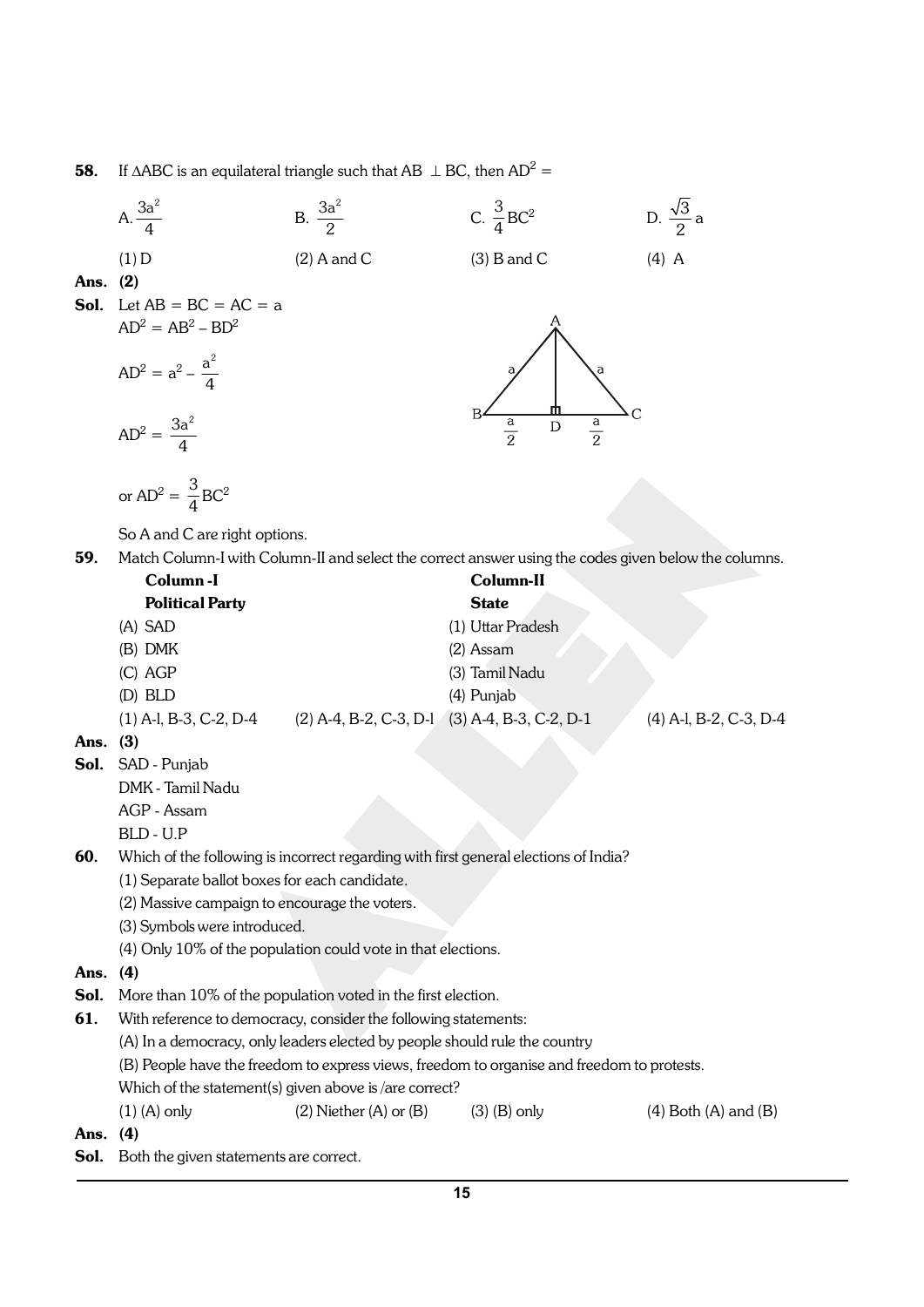**58.** If $\Delta ABC$ is an equilateral triangle such that $AB \perp BC$, then $AD^2 =$

A. $\frac{3a^2}{4}$ B. $\frac{3a^2}{2}$ C. $\frac{3}{4}BC^2$ D. $\frac{\sqrt{3}}{2}a$

(1) D (2) A and C (3) B and C (4) A

**Ans.** **(2)**

**Sol.** Let $AB = BC = AC = a$

$AD^2 = AB^2 - BD^2$

$AD^2 = a^2 - \frac{a^2}{4}$

$AD^2 = \frac{3a^2}{4}$

or $AD^2 = \frac{3}{4}BC^2$

So A and C are right options.

**59.** Match Column-I with Column-II and select the correct answer using the codes given below the columns.

| **Column -I** | **Column-II** |
|---|---|
| **Political Party** | **State** |
| (A) SAD | (1) Uttar Pradesh |
| (B) DMK | (2) Assam |
| (C) AGP | (3) Tamil Nadu |
| (D) BLD | (4) Punjab |

(1) A-l, B-3, C-2, D-4 (2) A-4, B-2, C-3, D-l (3) A-4, B-3, C-2, D-1 (4) A-l, B-2, C-3, D-4

**Ans.** **(3)**

**Sol.** SAD - Punjab

DMK - Tamil Nadu

AGP - Assam

BLD - U.P

**60.** Which of the following is incorrect regarding with first general elections of India?

(1) Separate ballot boxes for each candidate.

(2) Massive campaign to encourage the voters.

(3) Symbols were introduced.

(4) Only 10% of the population could vote in that elections.

**Ans.** **(4)**

**Sol.** More than 10% of the population voted in the first election.

**61.** With reference to democracy, consider the following statements:

(A) In a democracy, only leaders elected by people should rule the country

(B) People have the freedom to express views, freedom to organise and freedom to protests.

Which of the statement(s) given above is /are correct?

(1) (A) only (2) Niether (A) or (B) (3) (B) only (4) Both (A) and (B)

**Ans.** **(4)**

**Sol.** Both the given statements are correct.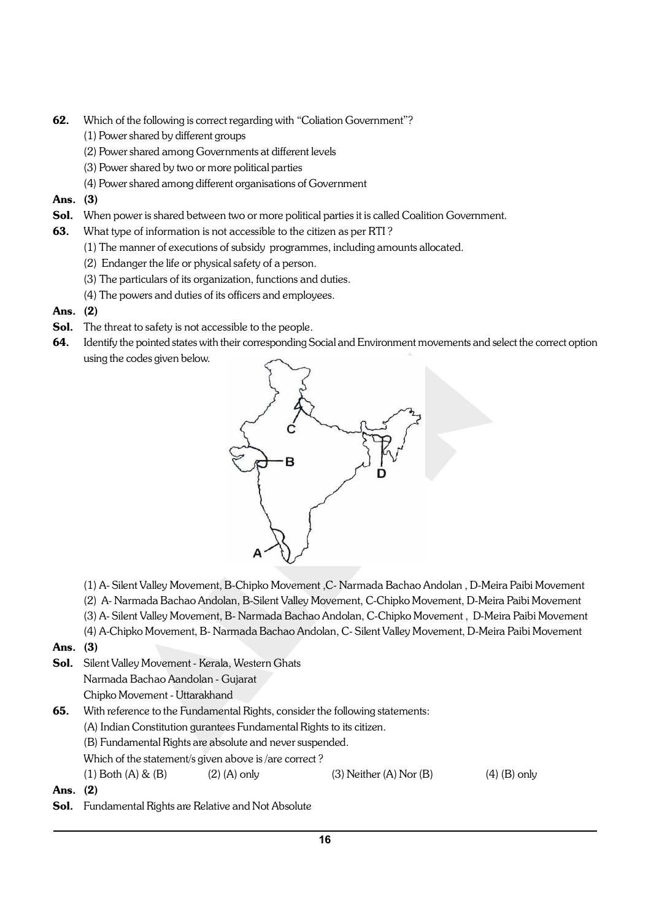**62.** Which of the following is correct regarding with "Coliation Government"?

(1) Power shared by different groups

(2) Power shared among Governments at different levels

(3) Power shared by two or more political parties

(4) Power shared among different organisations of Government

**Ans. (3)**

**Sol.** When power is shared between two or more political parties it is called Coalition Government.

**63.** What type of information is not accessible to the citizen as per RTI ?

(1) The manner of executions of subsidy programmes, including amounts allocated.

(2) Endanger the life or physical safety of a person.

(3) The particulars of its organization, functions and duties.

(4) The powers and duties of its officers and employees.

**Ans. (2)**

**Sol.** The threat to safety is not accessible to the people.

**64.** Identify the pointed states with their corresponding Social and Environment movements and select the correct option using the codes given below.

(1) A- Silent Valley Movement, B-Chipko Movement ,C- Narmada Bachao Andolan , D-Meira Paibi Movement

(2) A- Narmada Bachao Andolan, B-Silent Valley Movement, C-Chipko Movement, D-Meira Paibi Movement

(3) A- Silent Valley Movement, B- Narmada Bachao Andolan, C-Chipko Movement , D-Meira Paibi Movement

(4) A-Chipko Movement, B- Narmada Bachao Andolan, C- Silent Valley Movement, D-Meira Paibi Movement

**Ans. (3)**

**Sol.** Silent Valley Movement - Kerala, Western Ghats

Narmada Bachao Aandolan - Gujarat

Chipko Movement - Uttarakhand

**65.** With reference to the Fundamental Rights, consider the following statements:

(A) Indian Constitution gurantees Fundamental Rights to its citizen.

(B) Fundamental Rights are absolute and never suspended.

Which of the statement/s given above is /are correct ?

(1) Both (A) & (B) (2) (A) only (3) Neither (A) Nor (B) (4) (B) only

**Ans. (2)**

**Sol.** Fundamental Rights are Relative and Not Absolute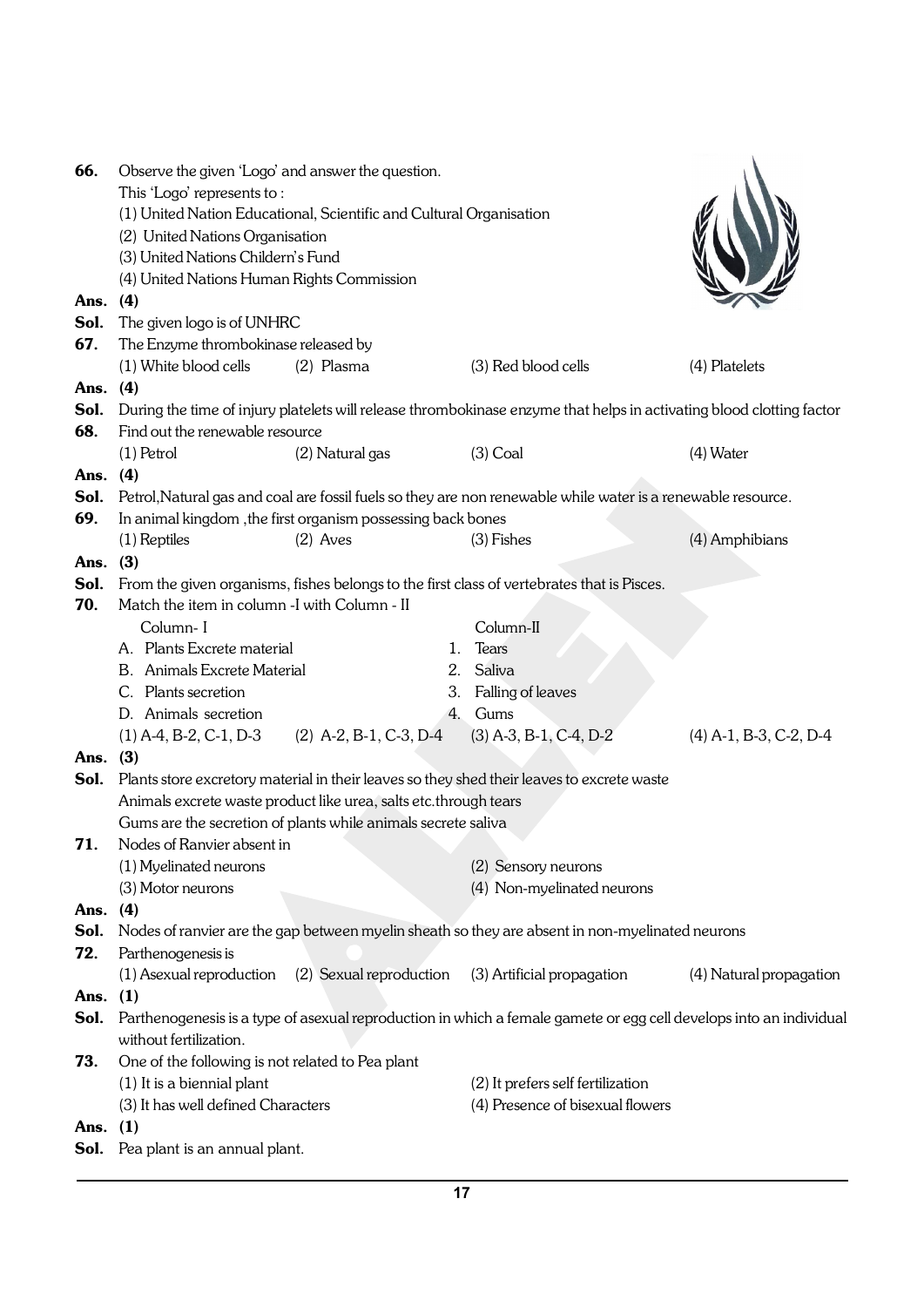**66.** Observe the given 'Logo' and answer the question.

This 'Logo' represents to :

(1) United Nation Educational, Scientific and Cultural Organisation

(2) United Nations Organisation

(3) United Nations Childern's Fund

(4) United Nations Human Rights Commission

**Ans. (4)**

**Sol.** The given logo is of UNHRC

**67.** The Enzyme thrombokinase released by

(1) White blood cells (2) Plasma (3) Red blood cells (4) Platelets

**Ans. (4)**

**Sol.** During the time of injury platelets will release thrombokinase enzyme that helps in activating blood clotting factor

**68.** Find out the renewable resource

(1) Petrol (2) Natural gas (3) Coal (4) Water

**Ans. (4)**

**Sol.** Petrol,Natural gas and coal are fossil fuels so they are non renewable while water is a renewable resource.

**69.** In animal kingdom ,the first organism possessing back bones

(1) Reptiles (2) Aves (3) Fishes (4) Amphibians

**Ans. (3)**

**Sol.** From the given organisms, fishes belongs to the first class of vertebrates that is Pisces.

**70.** Match the item in column -I with Column - II

| Column- I | Column-II |
|---|---|
| A. Plants Excrete material | 1. Tears |
| B. Animals Excrete Material | 2. Saliva |
| C. Plants secretion | 3. Falling of leaves |
| D. Animals secretion | 4. Gums |

(1) A-4, B-2, C-1, D-3 (2) A-2, B-1, C-3, D-4 (3) A-3, B-1, C-4, D-2 (4) A-1, B-3, C-2, D-4

**Ans. (3)**

**Sol.** Plants store excretory material in their leaves so they shed their leaves to excrete waste

Animals excrete waste product like urea, salts etc.through tears

Gums are the secretion of plants while animals secrete saliva

**71.** Nodes of Ranvier absent in

(1) Myelinated neurons (2) Sensory neurons

(3) Motor neurons (4) Non-myelinated neurons

**Ans. (4)**

**Sol.** Nodes of ranvier are the gap between myelin sheath so they are absent in non-myelinated neurons

**72.** Parthenogenesis is

(1) Asexual reproduction (2) Sexual reproduction (3) Artificial propagation (4) Natural propagation

**Ans. (1)**

**Sol.** Parthenogenesis is a type of asexual reproduction in which a female gamete or egg cell develops into an individual without fertilization.

**73.** One of the following is not related to Pea plant

(1) It is a biennial plant (2) It prefers self fertilization

(3) It has well defined Characters (4) Presence of bisexual flowers

**Ans. (1)**

**Sol.** Pea plant is an annual plant.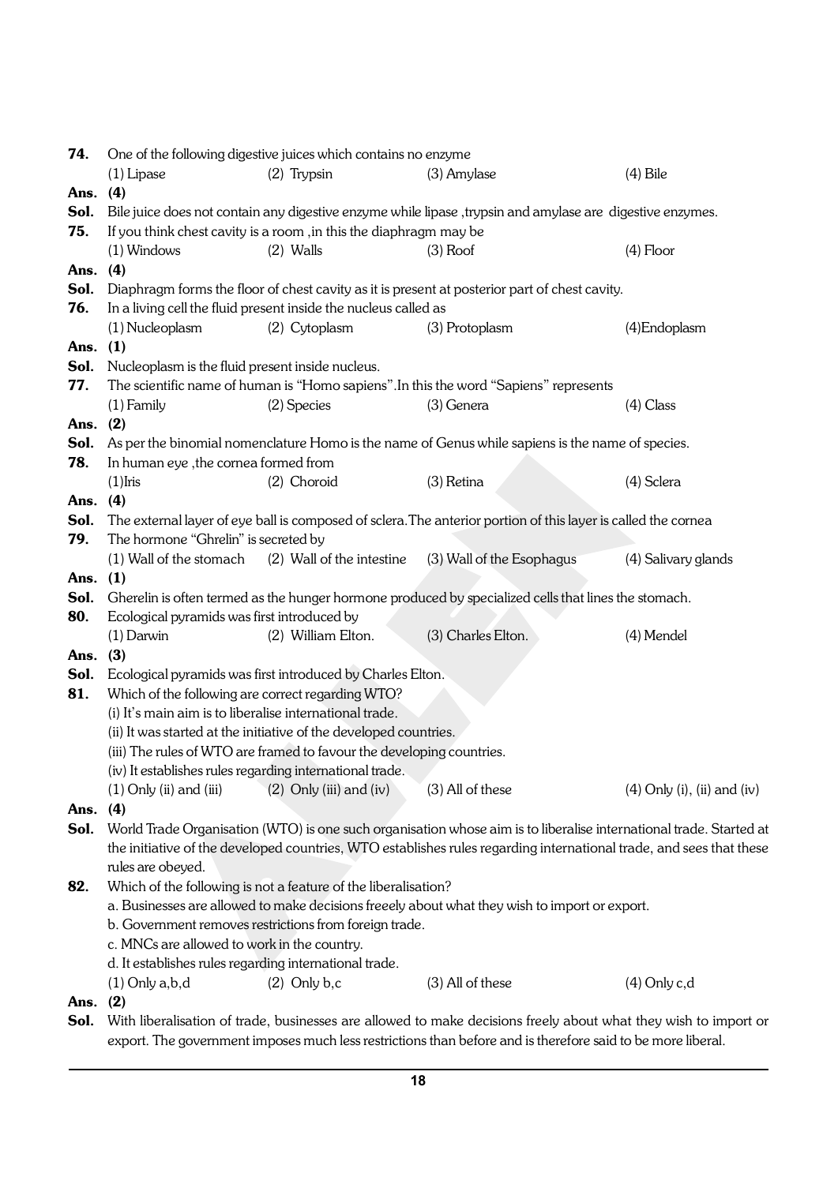**74.** One of the following digestive juices which contains no enzyme

(1) Lipase (2) Trypsin (3) Amylase (4) Bile

**Ans. (4)**

**Sol.** Bile juice does not contain any digestive enzyme while lipase ,trypsin and amylase are digestive enzymes.

**75.** If you think chest cavity is a room ,in this the diaphragm may be

(1) Windows (2) Walls (3) Roof (4) Floor

**Ans. (4)**

**Sol.** Diaphragm forms the floor of chest cavity as it is present at posterior part of chest cavity.

**76.** In a living cell the fluid present inside the nucleus called as

(1) Nucleoplasm (2) Cytoplasm (3) Protoplasm (4)Endoplasm

**Ans. (1)**

**Sol.** Nucleoplasm is the fluid present inside nucleus.

**77.** The scientific name of human is "Homo sapiens".In this the word "Sapiens" represents

(1) Family (2) Species (3) Genera (4) Class

**Ans. (2)**

**Sol.** As per the binomial nomenclature Homo is the name of Genus while sapiens is the name of species.

**78.** In human eye ,the cornea formed from

(1)Iris (2) Choroid (3) Retina (4) Sclera

**Ans. (4)**

**Sol.** The external layer of eye ball is composed of sclera.The anterior portion of this layer is called the cornea

**79.** The hormone "Ghrelin" is secreted by

(1) Wall of the stomach (2) Wall of the intestine (3) Wall of the Esophagus (4) Salivary glands

**Ans. (1)**

**Sol.** Gherelin is often termed as the hunger hormone produced by specialized cells that lines the stomach.

**80.** Ecological pyramids was first introduced by

(1) Darwin (2) William Elton. (3) Charles Elton. (4) Mendel

**Ans. (3)**

**Sol.** Ecological pyramids was first introduced by Charles Elton.

**81.** Which of the following are correct regarding WTO?

(i) It's main aim is to liberalise international trade.

(ii) It was started at the initiative of the developed countries.

(iii) The rules of WTO are framed to favour the developing countries.

(iv) It establishes rules regarding international trade.

(1) Only (ii) and (iii) (2) Only (iii) and (iv) (3) All of these (4) Only (i), (ii) and (iv)

**Ans. (4)**

**Sol.** World Trade Organisation (WTO) is one such organisation whose aim is to liberalise international trade. Started at the initiative of the developed countries, WTO establishes rules regarding international trade, and sees that these rules are obeyed.

**82.** Which of the following is not a feature of the liberalisation?

a. Businesses are allowed to make decisions freeely about what they wish to import or export.

b. Government removes restrictions from foreign trade.

c. MNCs are allowed to work in the country.

d. It establishes rules regarding international trade.

(1) Only a,b,d (2) Only b,c (3) All of these (4) Only c,d

**Ans. (2)**

**Sol.** With liberalisation of trade, businesses are allowed to make decisions freely about what they wish to import or export. The government imposes much less restrictions than before and is therefore said to be more liberal.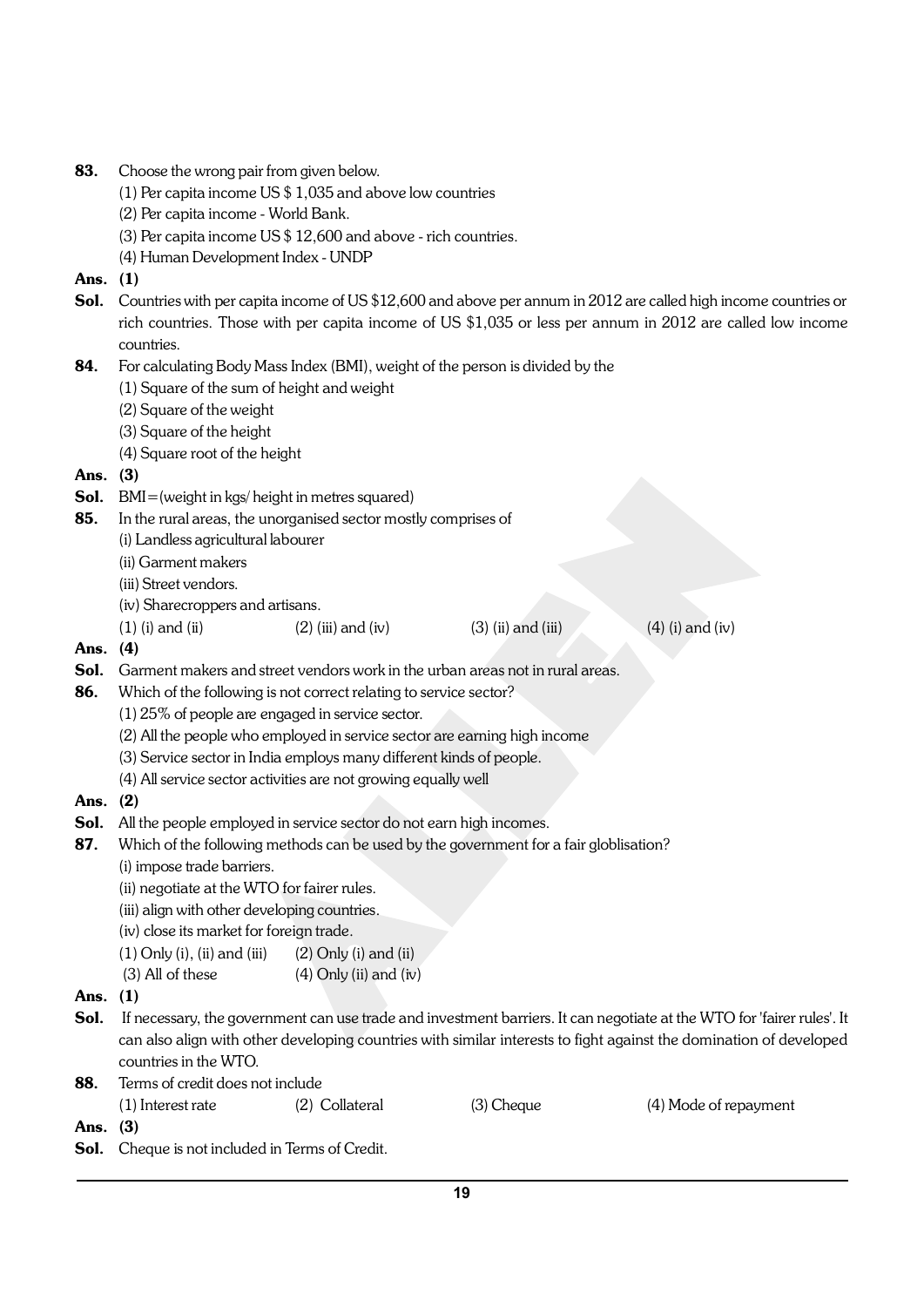**83.** Choose the wrong pair from given below.

(1) Per capita income US $ 1,035 and above low countries

(2) Per capita income - World Bank.

(3) Per capita income US $ 12,600 and above - rich countries.

(4) Human Development Index - UNDP

**Ans. (1)**

**Sol.** Countries with per capita income of US $12,600 and above per annum in 2012 are called high income countries or rich countries. Those with per capita income of US $1,035 or less per annum in 2012 are called low income countries.

**84.** For calculating Body Mass Index (BMI), weight of the person is divided by the

(1) Square of the sum of height and weight

(2) Square of the weight

(3) Square of the height

(4) Square root of the height

**Ans. (3)**

**Sol.** BMI=(weight in kgs/ height in metres squared)

**85.** In the rural areas, the unorganised sector mostly comprises of

(i) Landless agricultural labourer

(ii) Garment makers

(iii) Street vendors.

(iv) Sharecroppers and artisans.

(1) (i) and (ii) (2) (iii) and (iv) (3) (ii) and (iii) (4) (i) and (iv)

**Ans. (4)**

**Sol.** Garment makers and street vendors work in the urban areas not in rural areas.

**86.** Which of the following is not correct relating to service sector?

(1) 25% of people are engaged in service sector.

(2) All the people who employed in service sector are earning high income

(3) Service sector in India employs many different kinds of people.

(4) All service sector activities are not growing equally well

**Ans. (2)**

**Sol.** All the people employed in service sector do not earn high incomes.

**87.** Which of the following methods can be used by the government for a fair globlisation?

(i) impose trade barriers.

(ii) negotiate at the WTO for fairer rules.

(iii) align with other developing countries.

(iv) close its market for foreign trade.

(1) Only (i), (ii) and (iii) (2) Only (i) and (ii)

(3) All of these (4) Only (ii) and (iv)

**Ans. (1)**

**Sol.** If necessary, the government can use trade and investment barriers. It can negotiate at the WTO for 'fairer rules'. It can also align with other developing countries with similar interests to fight against the domination of developed countries in the WTO.

**88.** Terms of credit does not include

(1) Interest rate (2) Collateral (3) Cheque (4) Mode of repayment

**Ans. (3)**

**Sol.** Cheque is not included in Terms of Credit.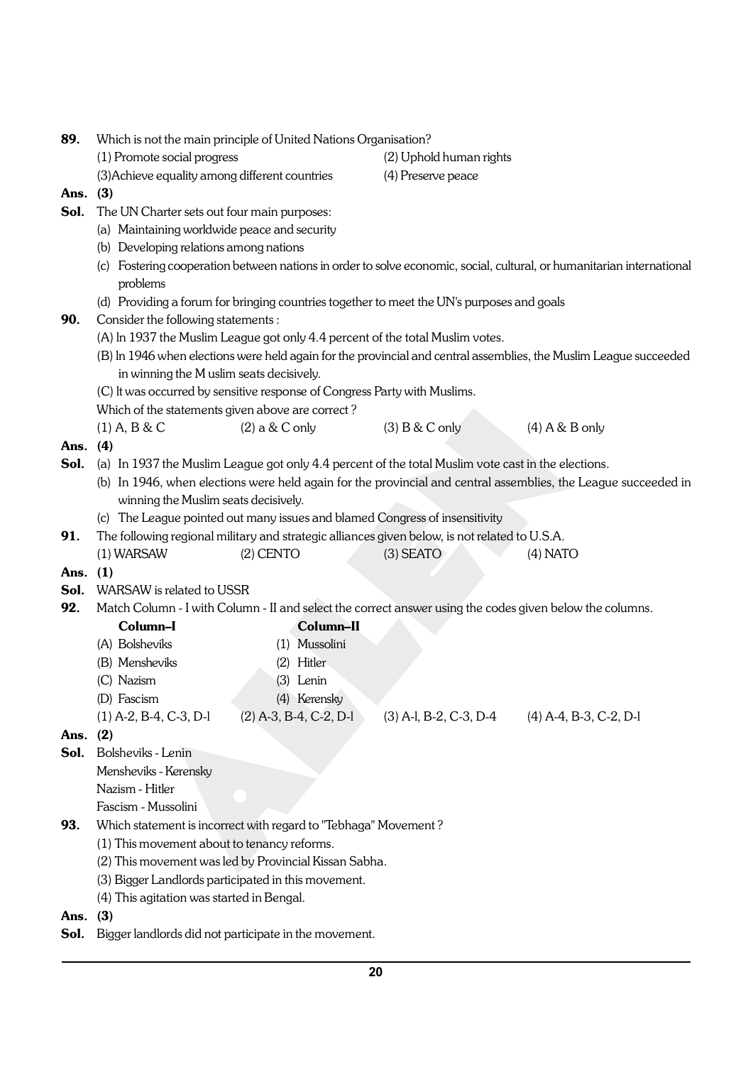**89.** Which is not the main principle of United Nations Organisation?

(1) Promote social progress (2) Uphold human rights

(3)Achieve equality among different countries (4) Preserve peace

**Ans. (3)**

**Sol.** The UN Charter sets out four main purposes:

(a) Maintaining worldwide peace and security

(b) Developing relations among nations

(c) Fostering cooperation between nations in order to solve economic, social, cultural, or humanitarian international problems

(d) Providing a forum for bringing countries together to meet the UN's purposes and goals

**90.** Consider the following statements :

(A) In 1937 the Muslim League got only 4.4 percent of the total Muslim votes.

(B) In 1946 when elections were held again for the provincial and central assemblies, the Muslim League succeeded in winning the M uslim seats decisively.

(C) It was occurred by sensitive response of Congress Party with Muslims.

Which of the statements given above are correct ?

(1) A, B & C (2) a & C only (3) B & C only (4) A & B only

**Ans. (4)**

**Sol.** (a) In 1937 the Muslim League got only 4.4 percent of the total Muslim vote cast in the elections.

(b) In 1946, when elections were held again for the provincial and central assemblies, the League succeeded in winning the Muslim seats decisively.

(c) The League pointed out many issues and blamed Congress of insensitivity

**91.** The following regional military and strategic alliances given below, is not related to U.S.A.

(1) WARSAW (2) CENTO (3) SEATO (4) NATO

**Ans. (1)**

**Sol.** WARSAW is related to USSR

**92.** Match Column - I with Column - II and select the correct answer using the codes given below the columns.

| Column–I | Column–II |
|---|---|
| (A) Bolsheviks | (1) Mussolini |
| (B) Mensheviks | (2) Hitler |
| (C) Nazism | (3) Lenin |
| (D) Fascism | (4) Kerensky |

(1) A-2, B-4, C-3, D-1 (2) A-3, B-4, C-2, D-1 (3) A-1, B-2, C-3, D-4 (4) A-4, B-3, C-2, D-1

**Ans. (2)**

**Sol.** Bolsheviks - Lenin

Mensheviks - Kerensky

Nazism - Hitler

Fascism - Mussolini

**93.** Which statement is incorrect with regard to "Tebhaga" Movement ?

(1) This movement about to tenancy reforms.

(2) This movement was led by Provincial Kissan Sabha.

(3) Bigger Landlords participated in this movement.

(4) This agitation was started in Bengal.

**Ans. (3)**

**Sol.** Bigger landlords did not participate in the movement.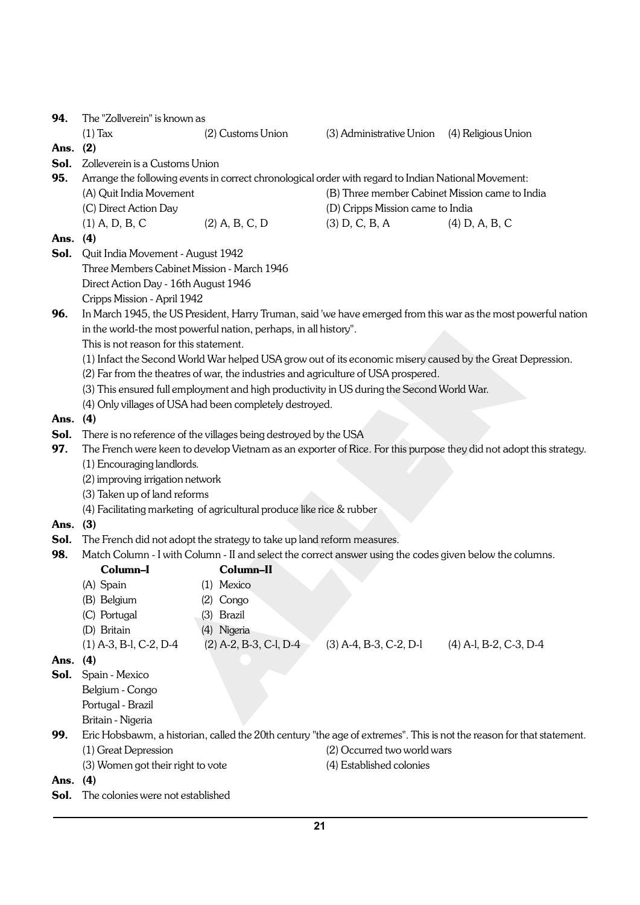**94.** The "Zollverein" is known as

(1) Tax (2) Customs Union (3) Administrative Union (4) Religious Union

**Ans.** **(2)**

**Sol.** Zolleverein is a Customs Union

**95.** Arrange the following events in correct chronological order with regard to Indian National Movement:

(A) Quit India Movement
(B) Three member Cabinet Mission came to India
(C) Direct Action Day
(D) Cripps Mission came to India

(1) A, D, B, C (2) A, B, C, D (3) D, C, B, A (4) D, A, B, C

**Ans.** **(4)**

**Sol.** Quit India Movement - August 1942
Three Members Cabinet Mission - March 1946
Direct Action Day - 16th August 1946
Cripps Mission - April 1942

**96.** In March 1945, the US President, Harry Truman, said 'we have emerged from this war as the most powerful nation in the world-the most powerful nation, perhaps, in all history".
This is not reason for this statement.

(1) Infact the Second World War helped USA grow out of its economic misery caused by the Great Depression.
(2) Far from the theatres of war, the industries and agriculture of USA prospered.
(3) This ensured full employment and high productivity in US during the Second World War.
(4) Only villages of USA had been completely destroyed.

**Ans.** **(4)**

**Sol.** There is no reference of the villages being destroyed by the USA

**97.** The French were keen to develop Vietnam as an exporter of Rice. For this purpose they did not adopt this strategy.

(1) Encouraging landlords.
(2) improving irrigation network
(3) Taken up of land reforms
(4) Facilitating marketing of agricultural produce like rice & rubber

**Ans.** **(3)**

**Sol.** The French did not adopt the strategy to take up land reform measures.

**98.** Match Column - I with Column - II and select the correct answer using the codes given below the columns.

| **Column–I** | **Column–II** |
|---|---|
| (A) Spain | (1) Mexico |
| (B) Belgium | (2) Congo |
| (C) Portugal | (3) Brazil |
| (D) Britain | (4) Nigeria |

(1) A-3, B-l, C-2, D-4 (2) A-2, B-3, C-l, D-4 (3) A-4, B-3, C-2, D-l (4) A-l, B-2, C-3, D-4

**Ans.** **(4)**

**Sol.** Spain - Mexico
Belgium - Congo
Portugal - Brazil
Britain - Nigeria

**99.** Eric Hobsbawm, a historian, called the 20th century "the age of extremes". This is not the reason for that statement.

(1) Great Depression (2) Occurred two world wars
(3) Women got their right to vote (4) Established colonies

**Ans.** **(4)**

**Sol.** The colonies were not established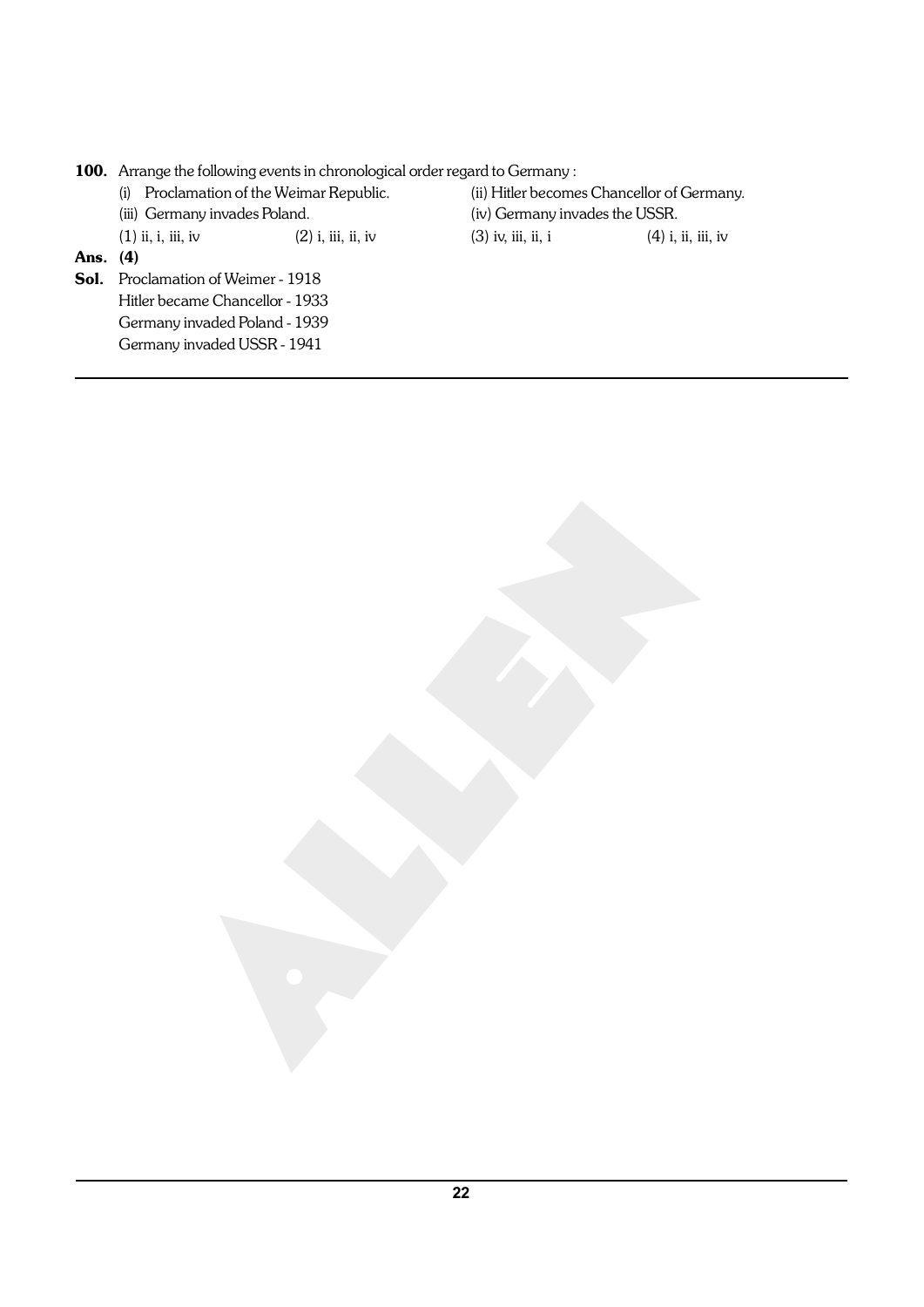**100.** Arrange the following events in chronological order regard to Germany :

(i) Proclamation of the Weimar Republic.

(ii) Hitler becomes Chancellor of Germany.

(iii) Germany invades Poland.

(iv) Germany invades the USSR.

(1) ii, i, iii, iv (2) i, iii, ii, iv (3) iv, iii, ii, i (4) i, ii, iii, iv

**Ans.** **(4)**

**Sol.** Proclamation of Weimer - 1918

Hitler became Chancellor - 1933

Germany invaded Poland - 1939

Germany invaded USSR - 1941